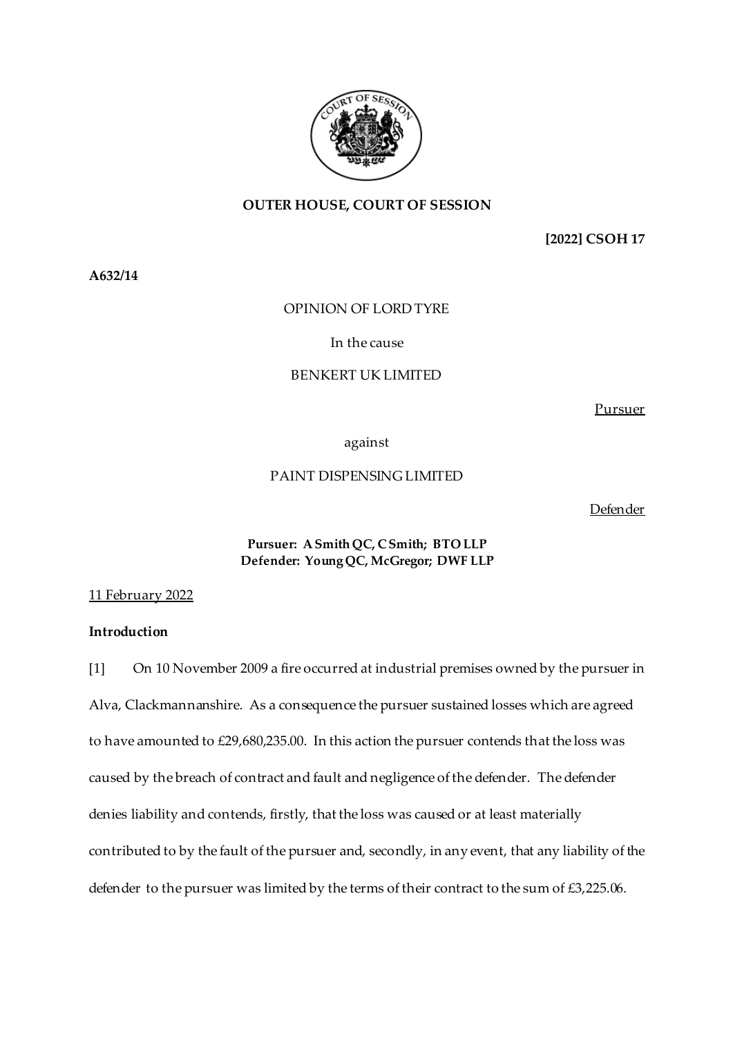**OUTER HOUSE, COURT OF SESSION**

**[2022] CSOH 17**

**A632/14**

OPINION OF LORD TYRE

In the cause

BENKERT UK LIMITED

Pursuer

against

PAINT DISPENSING LIMITED

Defender

**Pursuer: A Smith QC, C Smith; BTO LLP**
**Defender: Young QC, McGregor; DWF LLP**

11 February 2022

**Introduction**

[1] On 10 November 2009 a fire occurred at industrial premises owned by the pursuer in Alva, Clackmannanshire. As a consequence the pursuer sustained losses which are agreed to have amounted to £29,680,235.00. In this action the pursuer contends that the loss was caused by the breach of contract and fault and negligence of the defender. The defender denies liability and contends, firstly, that the loss was caused or at least materially contributed to by the fault of the pursuer and, secondly, in any event, that any liability of the defender to the pursuer was limited by the terms of their contract to the sum of £3,225.06.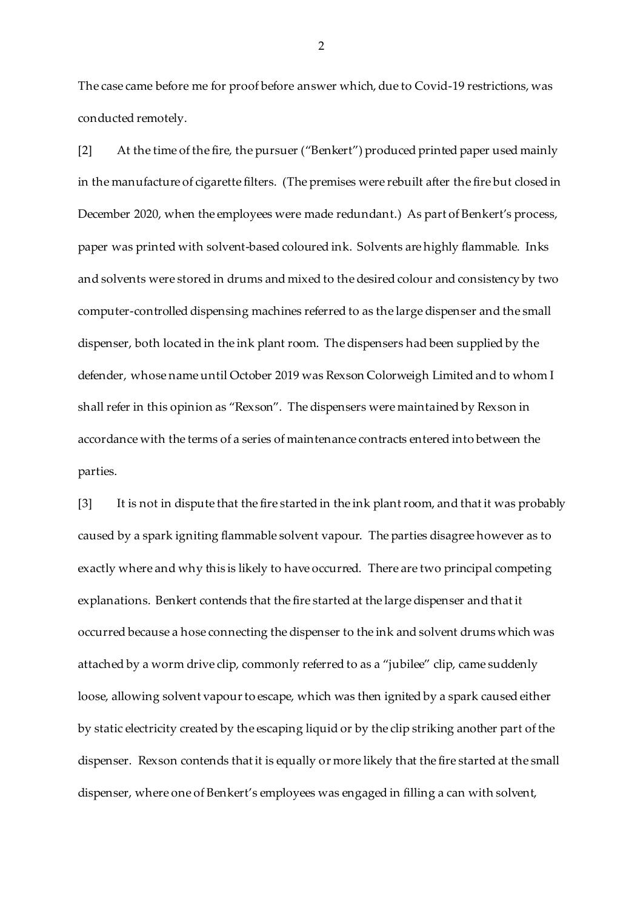The case came before me for proof before answer which, due to Covid-19 restrictions, was conducted remotely.

[2] At the time of the fire, the pursuer ("Benkert") produced printed paper used mainly in the manufacture of cigarette filters. (The premises were rebuilt after the fire but closed in December 2020, when the employees were made redundant.) As part of Benkert's process, paper was printed with solvent-based coloured ink. Solvents are highly flammable. Inks and solvents were stored in drums and mixed to the desired colour and consistency by two computer-controlled dispensing machines referred to as the large dispenser and the small dispenser, both located in the ink plant room. The dispensers had been supplied by the defender, whose name until October 2019 was Rexson Colorweigh Limited and to whom I shall refer in this opinion as "Rexson". The dispensers were maintained by Rexson in accordance with the terms of a series of maintenance contracts entered into between the parties.

[3] It is not in dispute that the fire started in the ink plant room, and that it was probably caused by a spark igniting flammable solvent vapour. The parties disagree however as to exactly where and why this is likely to have occurred. There are two principal competing explanations. Benkert contends that the fire started at the large dispenser and that it occurred because a hose connecting the dispenser to the ink and solvent drums which was attached by a worm drive clip, commonly referred to as a "jubilee" clip, came suddenly loose, allowing solvent vapour to escape, which was then ignited by a spark caused either by static electricity created by the escaping liquid or by the clip striking another part of the dispenser. Rexson contends that it is equally or more likely that the fire started at the small dispenser, where one of Benkert's employees was engaged in filling a can with solvent,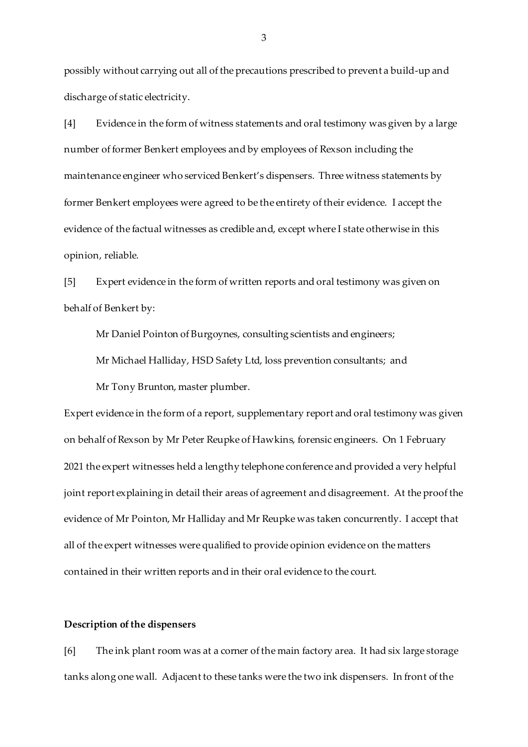possibly without carrying out all of the precautions prescribed to prevent a build-up and discharge of static electricity.

[4] Evidence in the form of witness statements and oral testimony was given by a large number of former Benkert employees and by employees of Rexson including the maintenance engineer who serviced Benkert's dispensers. Three witness statements by former Benkert employees were agreed to be the entirety of their evidence. I accept the evidence of the factual witnesses as credible and, except where I state otherwise in this opinion, reliable.

[5] Expert evidence in the form of written reports and oral testimony was given on behalf of Benkert by:

Mr Daniel Pointon of Burgoynes, consulting scientists and engineers;

Mr Michael Halliday, HSD Safety Ltd, loss prevention consultants; and

Mr Tony Brunton, master plumber.

Expert evidence in the form of a report, supplementary report and oral testimony was given on behalf of Rexson by Mr Peter Reupke of Hawkins, forensic engineers. On 1 February 2021 the expert witnesses held a lengthy telephone conference and provided a very helpful joint report explaining in detail their areas of agreement and disagreement. At the proof the evidence of Mr Pointon, Mr Halliday and Mr Reupke was taken concurrently. I accept that all of the expert witnesses were qualified to provide opinion evidence on the matters contained in their written reports and in their oral evidence to the court.

**Description of the dispensers**

[6] The ink plant room was at a corner of the main factory area. It had six large storage tanks along one wall. Adjacent to these tanks were the two ink dispensers. In front of the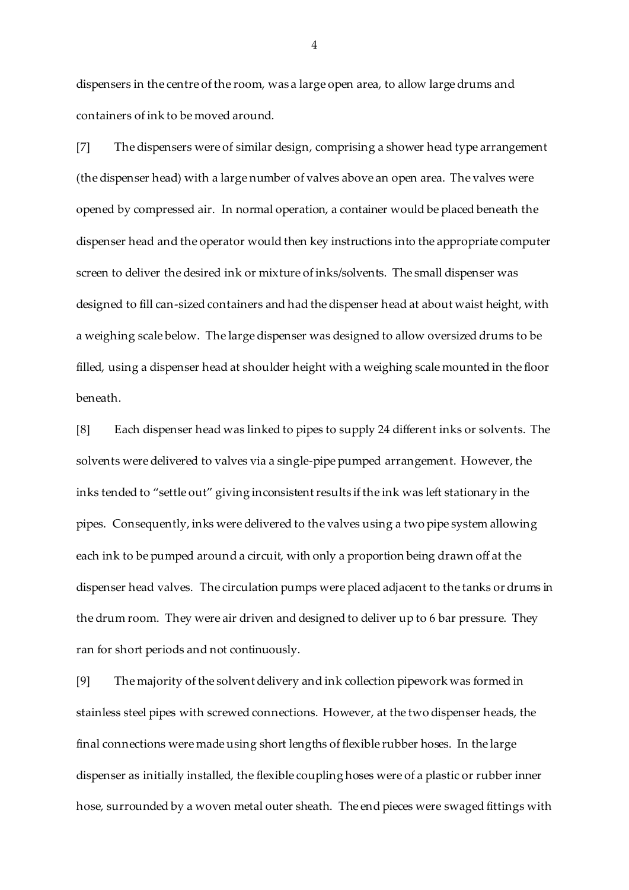dispensers in the centre of the room, was a large open area, to allow large drums and containers of ink to be moved around.

[7] The dispensers were of similar design, comprising a shower head type arrangement (the dispenser head) with a large number of valves above an open area. The valves were opened by compressed air. In normal operation, a container would be placed beneath the dispenser head and the operator would then key instructions into the appropriate computer screen to deliver the desired ink or mixture of inks/solvents. The small dispenser was designed to fill can-sized containers and had the dispenser head at about waist height, with a weighing scale below. The large dispenser was designed to allow oversized drums to be filled, using a dispenser head at shoulder height with a weighing scale mounted in the floor beneath.

[8] Each dispenser head was linked to pipes to supply 24 different inks or solvents. The solvents were delivered to valves via a single-pipe pumped arrangement. However, the inks tended to "settle out" giving inconsistent results if the ink was left stationary in the pipes. Consequently, inks were delivered to the valves using a two pipe system allowing each ink to be pumped around a circuit, with only a proportion being drawn off at the dispenser head valves. The circulation pumps were placed adjacent to the tanks or drums in the drum room. They were air driven and designed to deliver up to 6 bar pressure. They ran for short periods and not continuously.

[9] The majority of the solvent delivery and ink collection pipework was formed in stainless steel pipes with screwed connections. However, at the two dispenser heads, the final connections were made using short lengths of flexible rubber hoses. In the large dispenser as initially installed, the flexible coupling hoses were of a plastic or rubber inner hose, surrounded by a woven metal outer sheath. The end pieces were swaged fittings with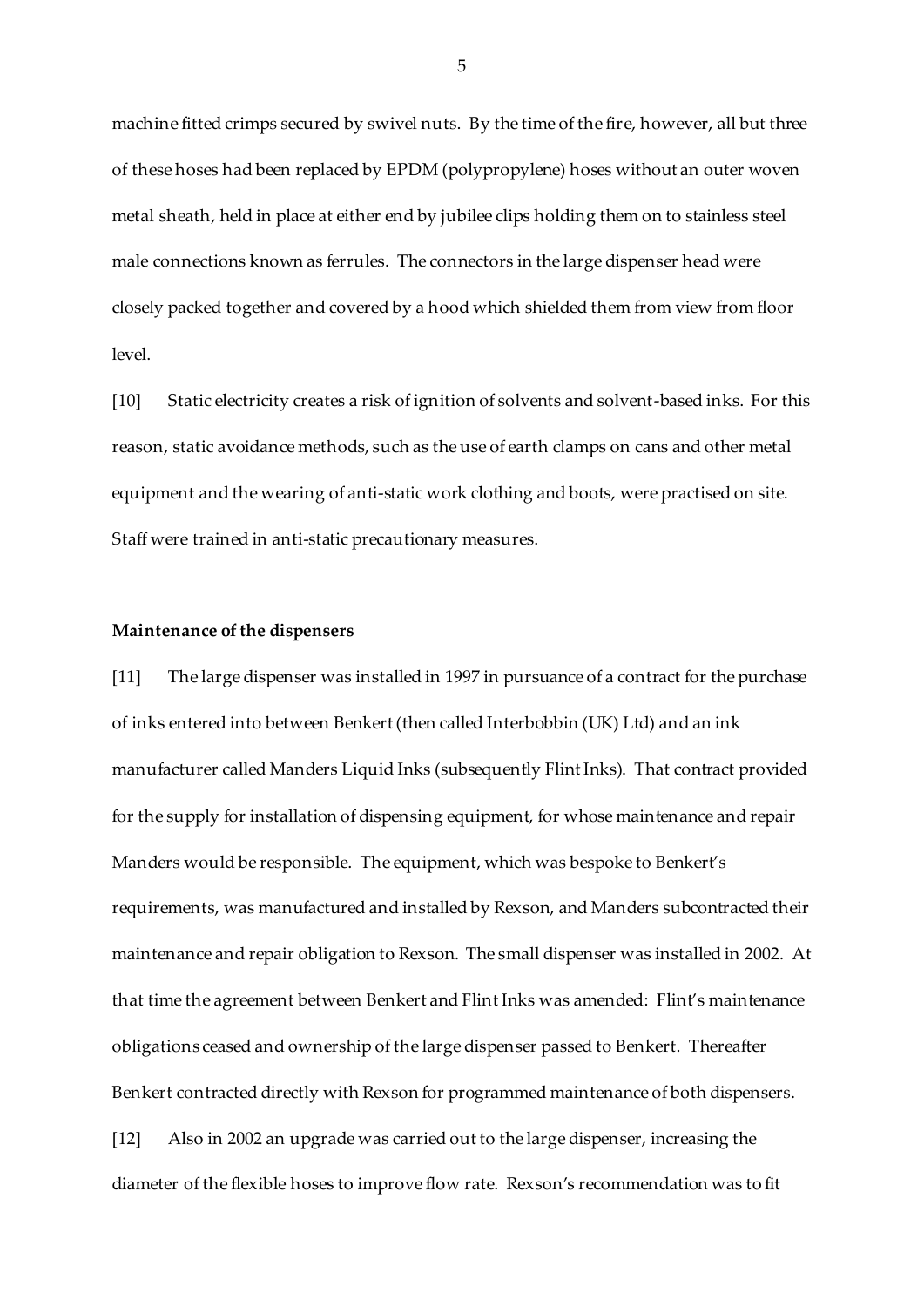machine fitted crimps secured by swivel nuts. By the time of the fire, however, all but three of these hoses had been replaced by EPDM (polypropylene) hoses without an outer woven metal sheath, held in place at either end by jubilee clips holding them on to stainless steel male connections known as ferrules. The connectors in the large dispenser head were closely packed together and covered by a hood which shielded them from view from floor level.

[10] Static electricity creates a risk of ignition of solvents and solvent-based inks. For this reason, static avoidance methods, such as the use of earth clamps on cans and other metal equipment and the wearing of anti-static work clothing and boots, were practised on site. Staff were trained in anti-static precautionary measures.

**Maintenance of the dispensers**

[11] The large dispenser was installed in 1997 in pursuance of a contract for the purchase of inks entered into between Benkert (then called Interbobbin (UK) Ltd) and an ink manufacturer called Manders Liquid Inks (subsequently Flint Inks). That contract provided for the supply for installation of dispensing equipment, for whose maintenance and repair Manders would be responsible. The equipment, which was bespoke to Benkert's requirements, was manufactured and installed by Rexson, and Manders subcontracted their maintenance and repair obligation to Rexson. The small dispenser was installed in 2002. At that time the agreement between Benkert and Flint Inks was amended: Flint's maintenance obligations ceased and ownership of the large dispenser passed to Benkert. Thereafter Benkert contracted directly with Rexson for programmed maintenance of both dispensers.

[12] Also in 2002 an upgrade was carried out to the large dispenser, increasing the diameter of the flexible hoses to improve flow rate. Rexson's recommendation was to fit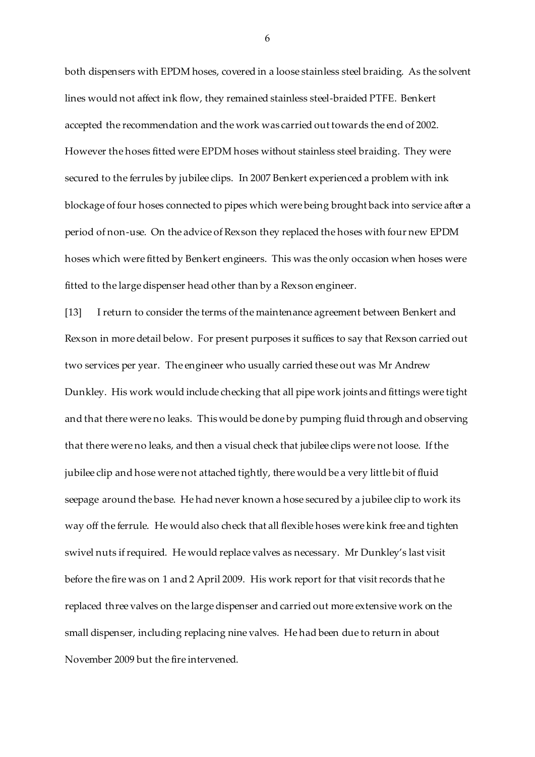both dispensers with EPDM hoses, covered in a loose stainless steel braiding. As the solvent lines would not affect ink flow, they remained stainless steel-braided PTFE. Benkert accepted the recommendation and the work was carried out towards the end of 2002. However the hoses fitted were EPDM hoses without stainless steel braiding. They were secured to the ferrules by jubilee clips. In 2007 Benkert experienced a problem with ink blockage of four hoses connected to pipes which were being brought back into service after a period of non-use. On the advice of Rexson they replaced the hoses with four new EPDM hoses which were fitted by Benkert engineers. This was the only occasion when hoses were fitted to the large dispenser head other than by a Rexson engineer.

[13] I return to consider the terms of the maintenance agreement between Benkert and Rexson in more detail below. For present purposes it suffices to say that Rexson carried out two services per year. The engineer who usually carried these out was Mr Andrew Dunkley. His work would include checking that all pipe work joints and fittings were tight and that there were no leaks. This would be done by pumping fluid through and observing that there were no leaks, and then a visual check that jubilee clips were not loose. If the jubilee clip and hose were not attached tightly, there would be a very little bit of fluid seepage around the base. He had never known a hose secured by a jubilee clip to work its way off the ferrule. He would also check that all flexible hoses were kink free and tighten swivel nuts if required. He would replace valves as necessary. Mr Dunkley's last visit before the fire was on 1 and 2 April 2009. His work report for that visit records that he replaced three valves on the large dispenser and carried out more extensive work on the small dispenser, including replacing nine valves. He had been due to return in about November 2009 but the fire intervened.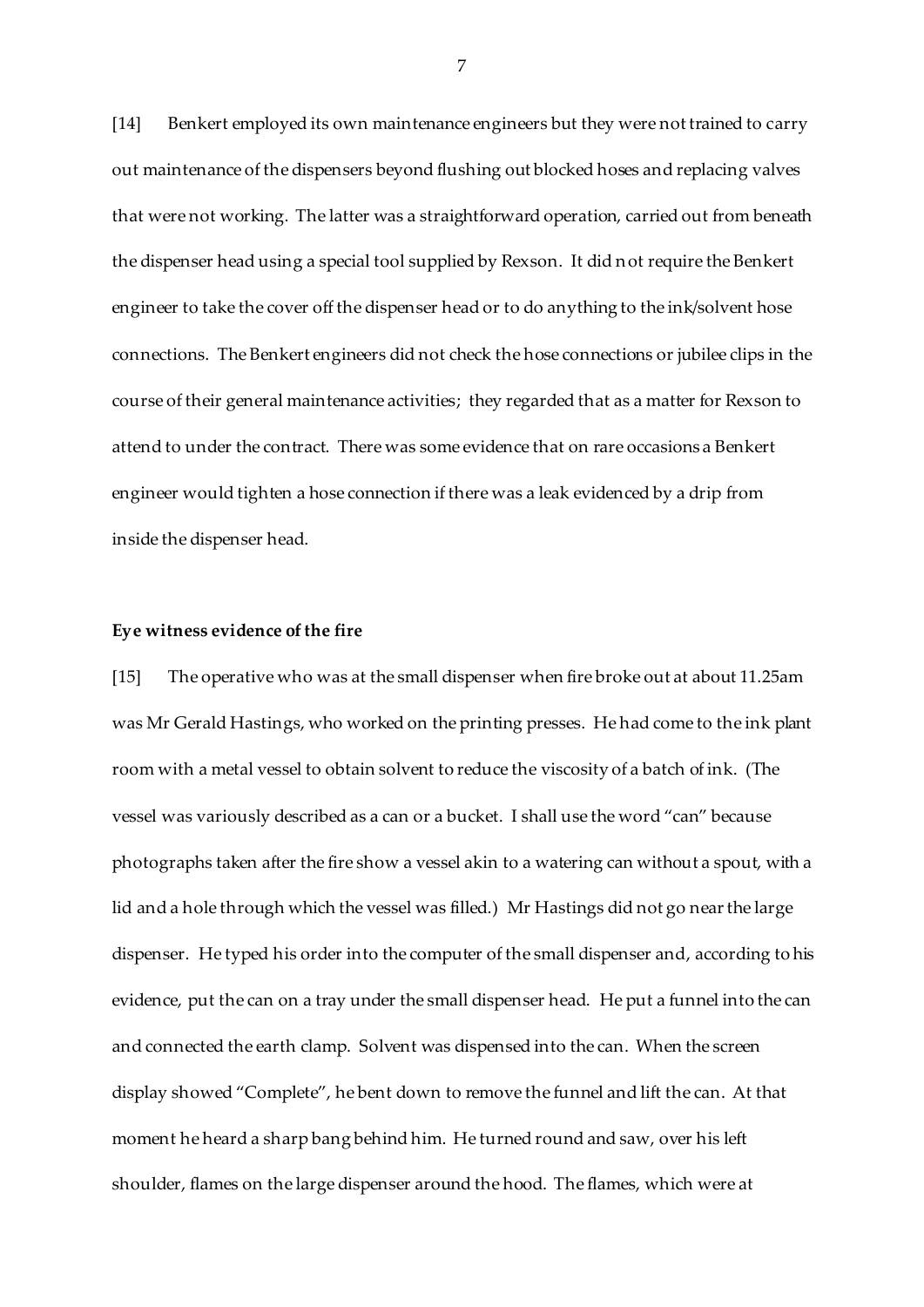[14] Benkert employed its own maintenance engineers but they were not trained to carry out maintenance of the dispensers beyond flushing out blocked hoses and replacing valves that were not working. The latter was a straightforward operation, carried out from beneath the dispenser head using a special tool supplied by Rexson. It did not require the Benkert engineer to take the cover off the dispenser head or to do anything to the ink/solvent hose connections. The Benkert engineers did not check the hose connections or jubilee clips in the course of their general maintenance activities; they regarded that as a matter for Rexson to attend to under the contract. There was some evidence that on rare occasions a Benkert engineer would tighten a hose connection if there was a leak evidenced by a drip from inside the dispenser head.

**Eye witness evidence of the fire**

[15] The operative who was at the small dispenser when fire broke out at about 11.25am was Mr Gerald Hastings, who worked on the printing presses. He had come to the ink plant room with a metal vessel to obtain solvent to reduce the viscosity of a batch of ink. (The vessel was variously described as a can or a bucket. I shall use the word "can" because photographs taken after the fire show a vessel akin to a watering can without a spout, with a lid and a hole through which the vessel was filled.) Mr Hastings did not go near the large dispenser. He typed his order into the computer of the small dispenser and, according to his evidence, put the can on a tray under the small dispenser head. He put a funnel into the can and connected the earth clamp. Solvent was dispensed into the can. When the screen display showed "Complete", he bent down to remove the funnel and lift the can. At that moment he heard a sharp bang behind him. He turned round and saw, over his left shoulder, flames on the large dispenser around the hood. The flames, which were at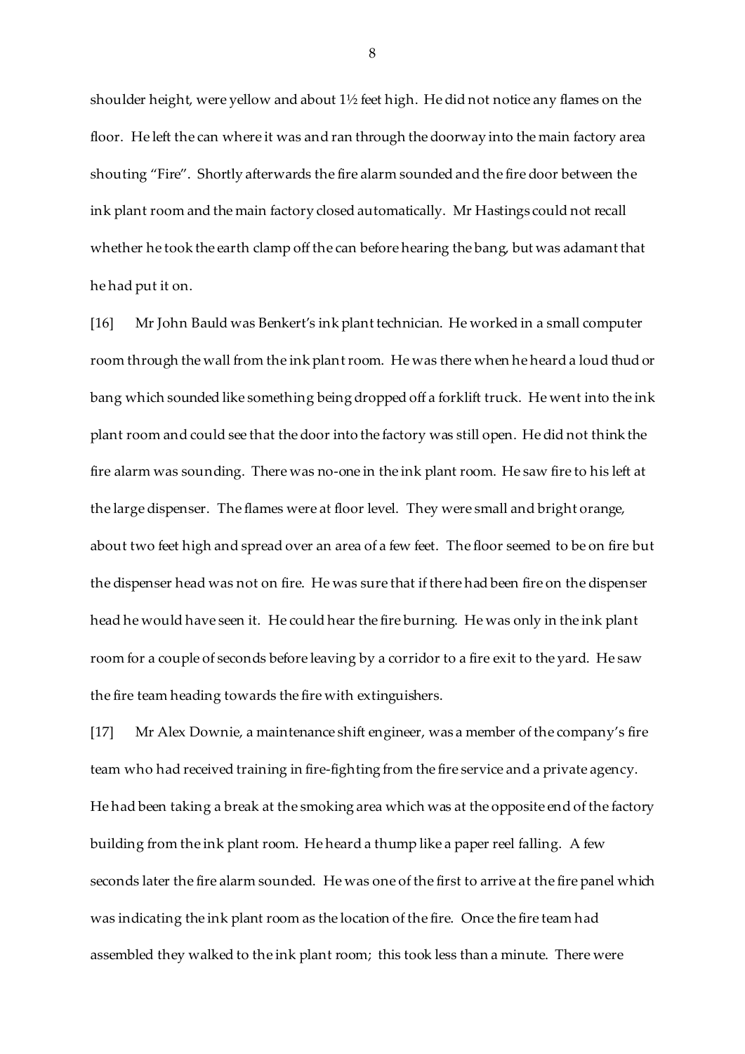shoulder height, were yellow and about 1½ feet high. He did not notice any flames on the floor. He left the can where it was and ran through the doorway into the main factory area shouting "Fire". Shortly afterwards the fire alarm sounded and the fire door between the ink plant room and the main factory closed automatically. Mr Hastings could not recall whether he took the earth clamp off the can before hearing the bang, but was adamant that he had put it on.

[16] Mr John Bauld was Benkert's ink plant technician. He worked in a small computer room through the wall from the ink plant room. He was there when he heard a loud thud or bang which sounded like something being dropped off a forklift truck. He went into the ink plant room and could see that the door into the factory was still open. He did not think the fire alarm was sounding. There was no-one in the ink plant room. He saw fire to his left at the large dispenser. The flames were at floor level. They were small and bright orange, about two feet high and spread over an area of a few feet. The floor seemed to be on fire but the dispenser head was not on fire. He was sure that if there had been fire on the dispenser head he would have seen it. He could hear the fire burning. He was only in the ink plant room for a couple of seconds before leaving by a corridor to a fire exit to the yard. He saw the fire team heading towards the fire with extinguishers.

[17] Mr Alex Downie, a maintenance shift engineer, was a member of the company's fire team who had received training in fire-fighting from the fire service and a private agency. He had been taking a break at the smoking area which was at the opposite end of the factory building from the ink plant room. He heard a thump like a paper reel falling. A few seconds later the fire alarm sounded. He was one of the first to arrive at the fire panel which was indicating the ink plant room as the location of the fire. Once the fire team had assembled they walked to the ink plant room; this took less than a minute. There were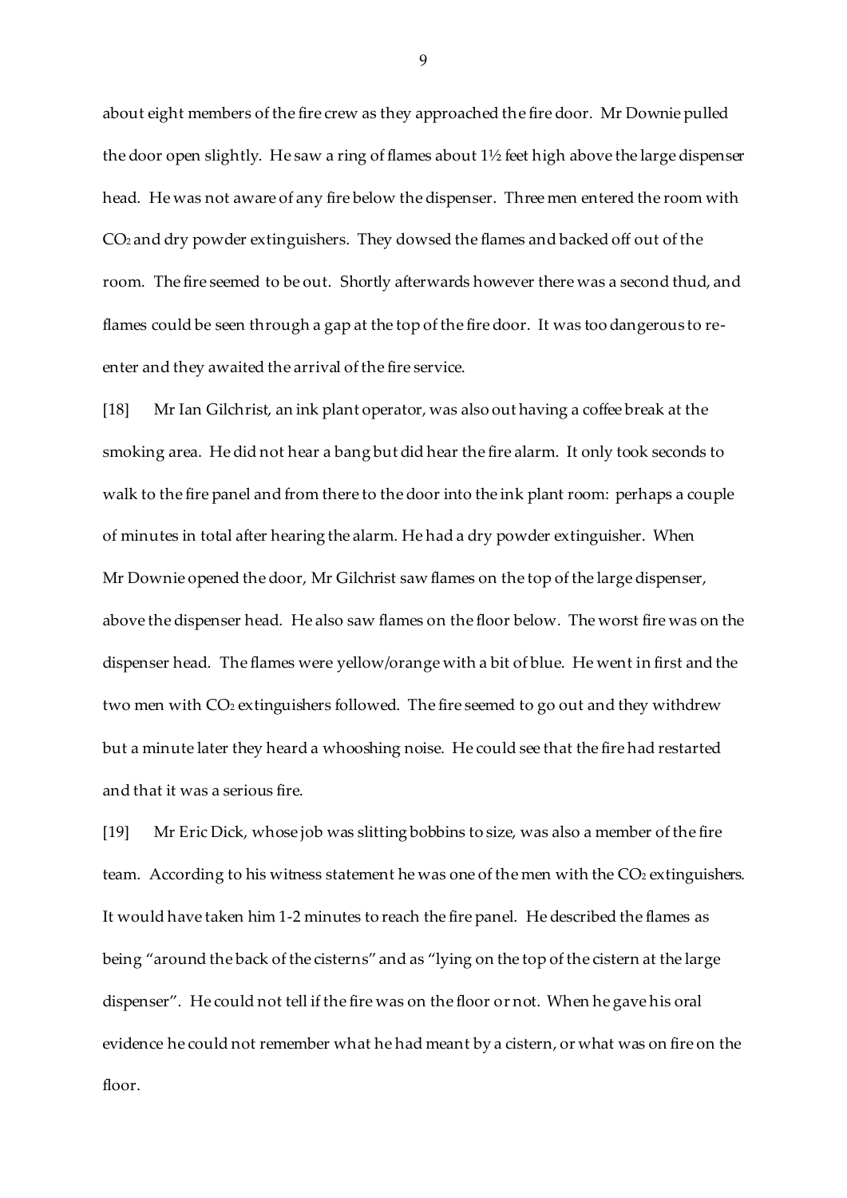about eight members of the fire crew as they approached the fire door. Mr Downie pulled the door open slightly. He saw a ring of flames about 1½ feet high above the large dispenser head. He was not aware of any fire below the dispenser. Three men entered the room with $CO_2$ and dry powder extinguishers. They dowsed the flames and backed off out of the room. The fire seemed to be out. Shortly afterwards however there was a second thud, and flames could be seen through a gap at the top of the fire door. It was too dangerous to re-enter and they awaited the arrival of the fire service.

[18] Mr Ian Gilchrist, an ink plant operator, was also out having a coffee break at the smoking area. He did not hear a bang but did hear the fire alarm. It only took seconds to walk to the fire panel and from there to the door into the ink plant room: perhaps a couple of minutes in total after hearing the alarm. He had a dry powder extinguisher. When Mr Downie opened the door, Mr Gilchrist saw flames on the top of the large dispenser, above the dispenser head. He also saw flames on the floor below. The worst fire was on the dispenser head. The flames were yellow/orange with a bit of blue. He went in first and the two men with $CO_2$ extinguishers followed. The fire seemed to go out and they withdrew but a minute later they heard a whooshing noise. He could see that the fire had restarted and that it was a serious fire.

[19] Mr Eric Dick, whose job was slitting bobbins to size, was also a member of the fire team. According to his witness statement he was one of the men with the $CO_2$ extinguishers. It would have taken him 1-2 minutes to reach the fire panel. He described the flames as being "around the back of the cisterns" and as "lying on the top of the cistern at the large dispenser". He could not tell if the fire was on the floor or not. When he gave his oral evidence he could not remember what he had meant by a cistern, or what was on fire on the floor.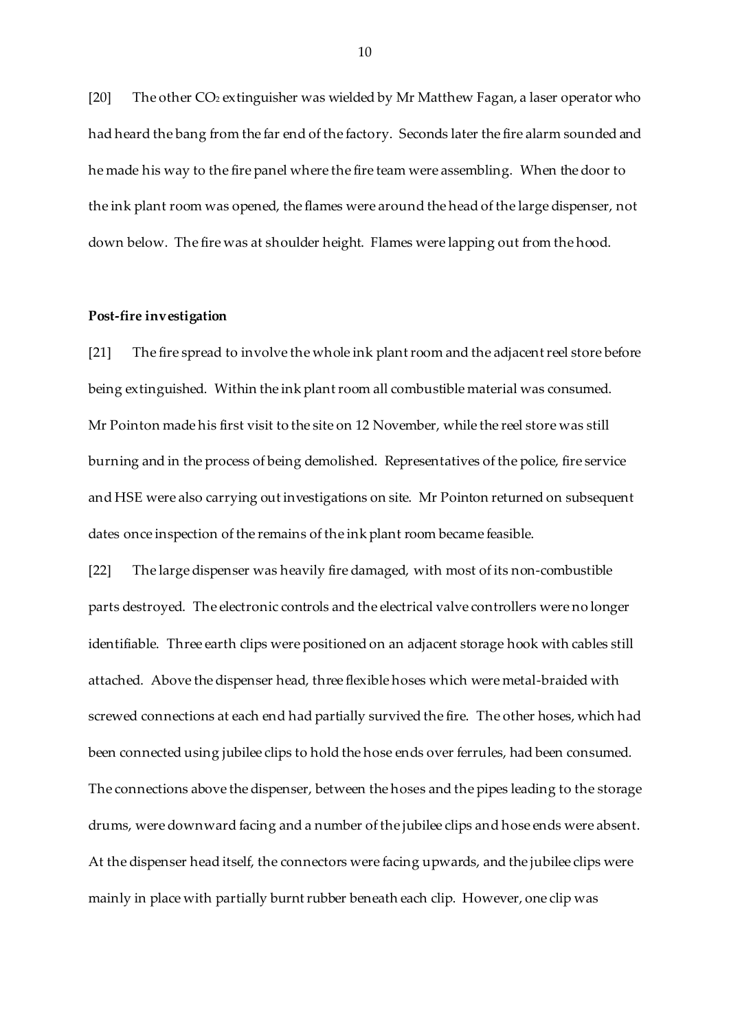[20] The other $CO_2$ extinguisher was wielded by Mr Matthew Fagan, a laser operator who had heard the bang from the far end of the factory. Seconds later the fire alarm sounded and he made his way to the fire panel where the fire team were assembling. When the door to the ink plant room was opened, the flames were around the head of the large dispenser, not down below. The fire was at shoulder height. Flames were lapping out from the hood.

**Post-fire investigation**

[21] The fire spread to involve the whole ink plant room and the adjacent reel store before being extinguished. Within the ink plant room all combustible material was consumed. Mr Pointon made his first visit to the site on 12 November, while the reel store was still burning and in the process of being demolished. Representatives of the police, fire service and HSE were also carrying out investigations on site. Mr Pointon returned on subsequent dates once inspection of the remains of the ink plant room became feasible.

[22] The large dispenser was heavily fire damaged, with most of its non-combustible parts destroyed. The electronic controls and the electrical valve controllers were no longer identifiable. Three earth clips were positioned on an adjacent storage hook with cables still attached. Above the dispenser head, three flexible hoses which were metal-braided with screwed connections at each end had partially survived the fire. The other hoses, which had been connected using jubilee clips to hold the hose ends over ferrules, had been consumed. The connections above the dispenser, between the hoses and the pipes leading to the storage drums, were downward facing and a number of the jubilee clips and hose ends were absent. At the dispenser head itself, the connectors were facing upwards, and the jubilee clips were mainly in place with partially burnt rubber beneath each clip. However, one clip was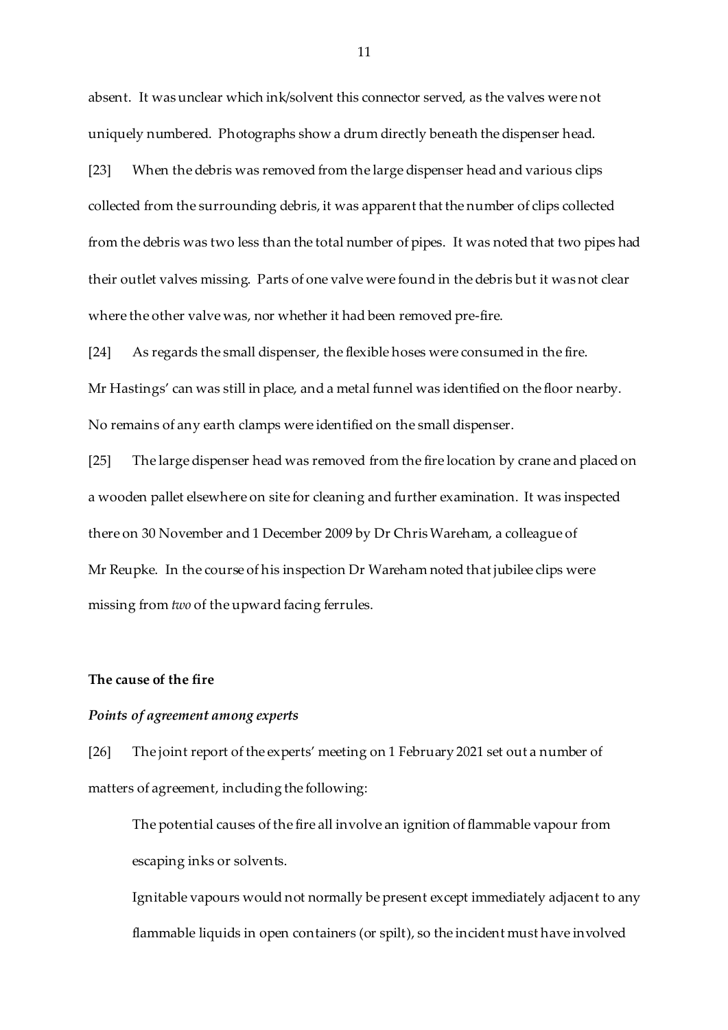absent. It was unclear which ink/solvent this connector served, as the valves were not uniquely numbered. Photographs show a drum directly beneath the dispenser head.

[23] When the debris was removed from the large dispenser head and various clips collected from the surrounding debris, it was apparent that the number of clips collected from the debris was two less than the total number of pipes. It was noted that two pipes had their outlet valves missing. Parts of one valve were found in the debris but it was not clear where the other valve was, nor whether it had been removed pre-fire.

[24] As regards the small dispenser, the flexible hoses were consumed in the fire. Mr Hastings' can was still in place, and a metal funnel was identified on the floor nearby. No remains of any earth clamps were identified on the small dispenser.

[25] The large dispenser head was removed from the fire location by crane and placed on a wooden pallet elsewhere on site for cleaning and further examination. It was inspected there on 30 November and 1 December 2009 by Dr Chris Wareham, a colleague of Mr Reupke. In the course of his inspection Dr Wareham noted that jubilee clips were missing from *two* of the upward facing ferrules.

**The cause of the fire**

***Points of agreement among experts***

[26] The joint report of the experts' meeting on 1 February 2021 set out a number of matters of agreement, including the following:

> The potential causes of the fire all involve an ignition of flammable vapour from escaping inks or solvents.
>
> Ignitable vapours would not normally be present except immediately adjacent to any flammable liquids in open containers (or spilt), so the incident must have involved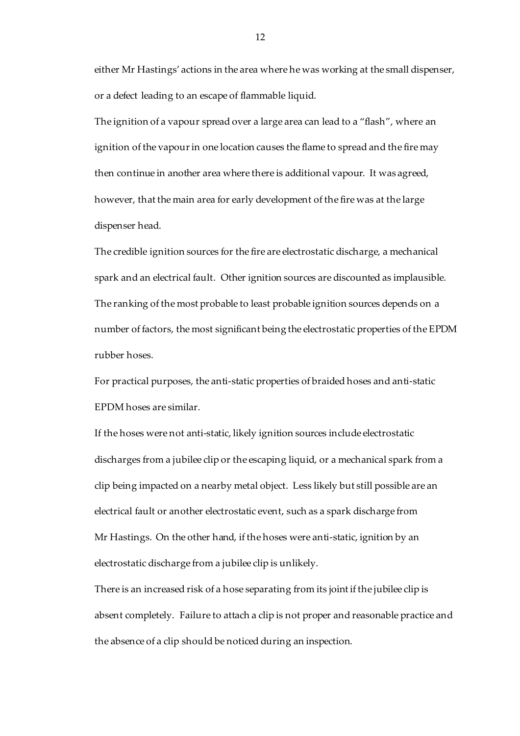either Mr Hastings' actions in the area where he was working at the small dispenser, or a defect leading to an escape of flammable liquid.

The ignition of a vapour spread over a large area can lead to a "flash", where an ignition of the vapour in one location causes the flame to spread and the fire may then continue in another area where there is additional vapour. It was agreed, however, that the main area for early development of the fire was at the large dispenser head.

The credible ignition sources for the fire are electrostatic discharge, a mechanical spark and an electrical fault. Other ignition sources are discounted as implausible. The ranking of the most probable to least probable ignition sources depends on a number of factors, the most significant being the electrostatic properties of the EPDM rubber hoses.

For practical purposes, the anti-static properties of braided hoses and anti-static EPDM hoses are similar.

If the hoses were not anti-static, likely ignition sources include electrostatic discharges from a jubilee clip or the escaping liquid, or a mechanical spark from a clip being impacted on a nearby metal object. Less likely but still possible are an electrical fault or another electrostatic event, such as a spark discharge from Mr Hastings. On the other hand, if the hoses were anti-static, ignition by an electrostatic discharge from a jubilee clip is unlikely.

There is an increased risk of a hose separating from its joint if the jubilee clip is absent completely. Failure to attach a clip is not proper and reasonable practice and the absence of a clip should be noticed during an inspection.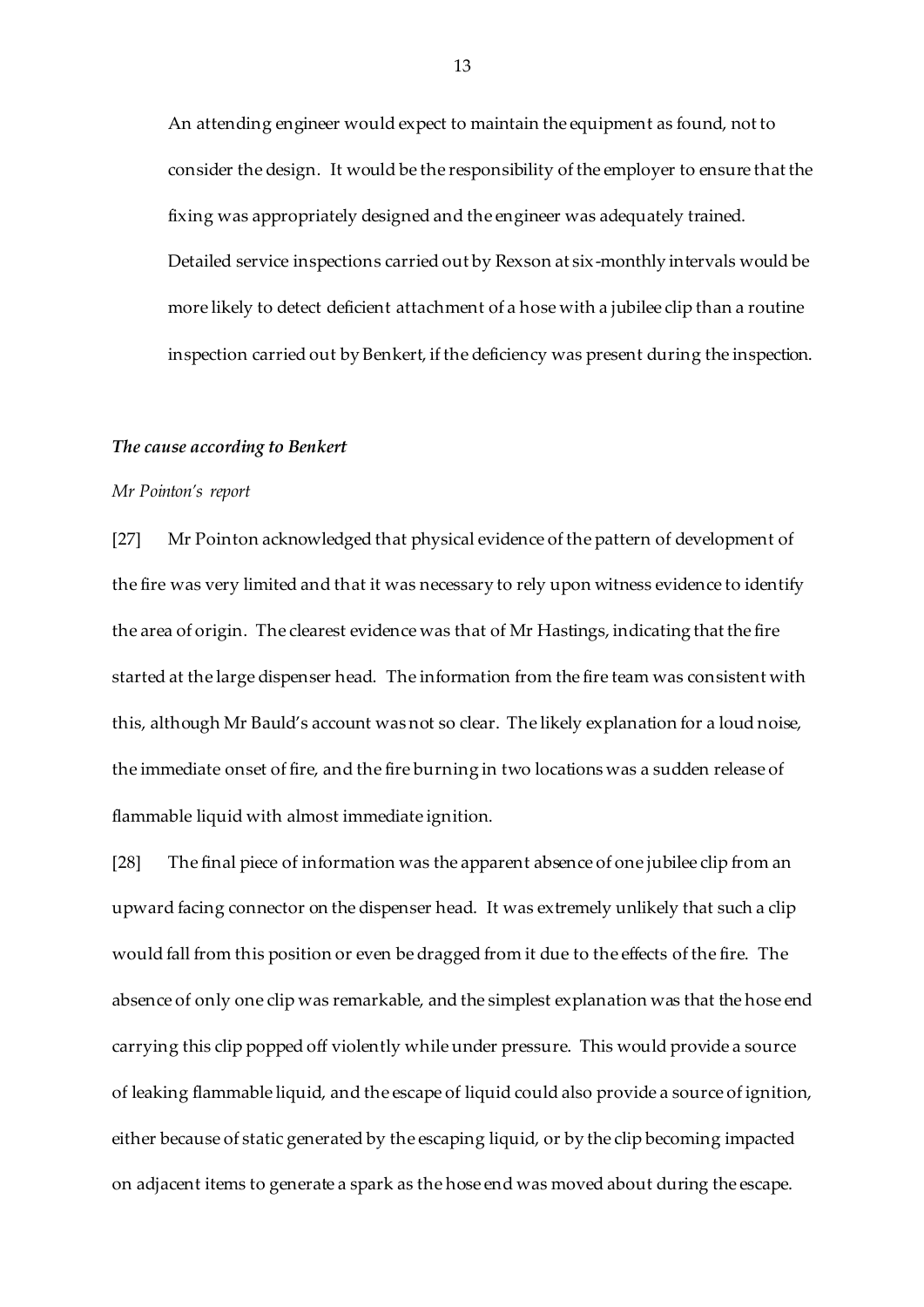An attending engineer would expect to maintain the equipment as found, not to consider the design. It would be the responsibility of the employer to ensure that the fixing was appropriately designed and the engineer was adequately trained. Detailed service inspections carried out by Rexson at six-monthly intervals would be more likely to detect deficient attachment of a hose with a jubilee clip than a routine inspection carried out by Benkert, if the deficiency was present during the inspection.

***The cause according to Benkert***

*Mr Pointon's report*

[27] Mr Pointon acknowledged that physical evidence of the pattern of development of the fire was very limited and that it was necessary to rely upon witness evidence to identify the area of origin. The clearest evidence was that of Mr Hastings, indicating that the fire started at the large dispenser head. The information from the fire team was consistent with this, although Mr Bauld's account was not so clear. The likely explanation for a loud noise, the immediate onset of fire, and the fire burning in two locations was a sudden release of flammable liquid with almost immediate ignition.

[28] The final piece of information was the apparent absence of one jubilee clip from an upward facing connector on the dispenser head. It was extremely unlikely that such a clip would fall from this position or even be dragged from it due to the effects of the fire. The absence of only one clip was remarkable, and the simplest explanation was that the hose end carrying this clip popped off violently while under pressure. This would provide a source of leaking flammable liquid, and the escape of liquid could also provide a source of ignition, either because of static generated by the escaping liquid, or by the clip becoming impacted on adjacent items to generate a spark as the hose end was moved about during the escape.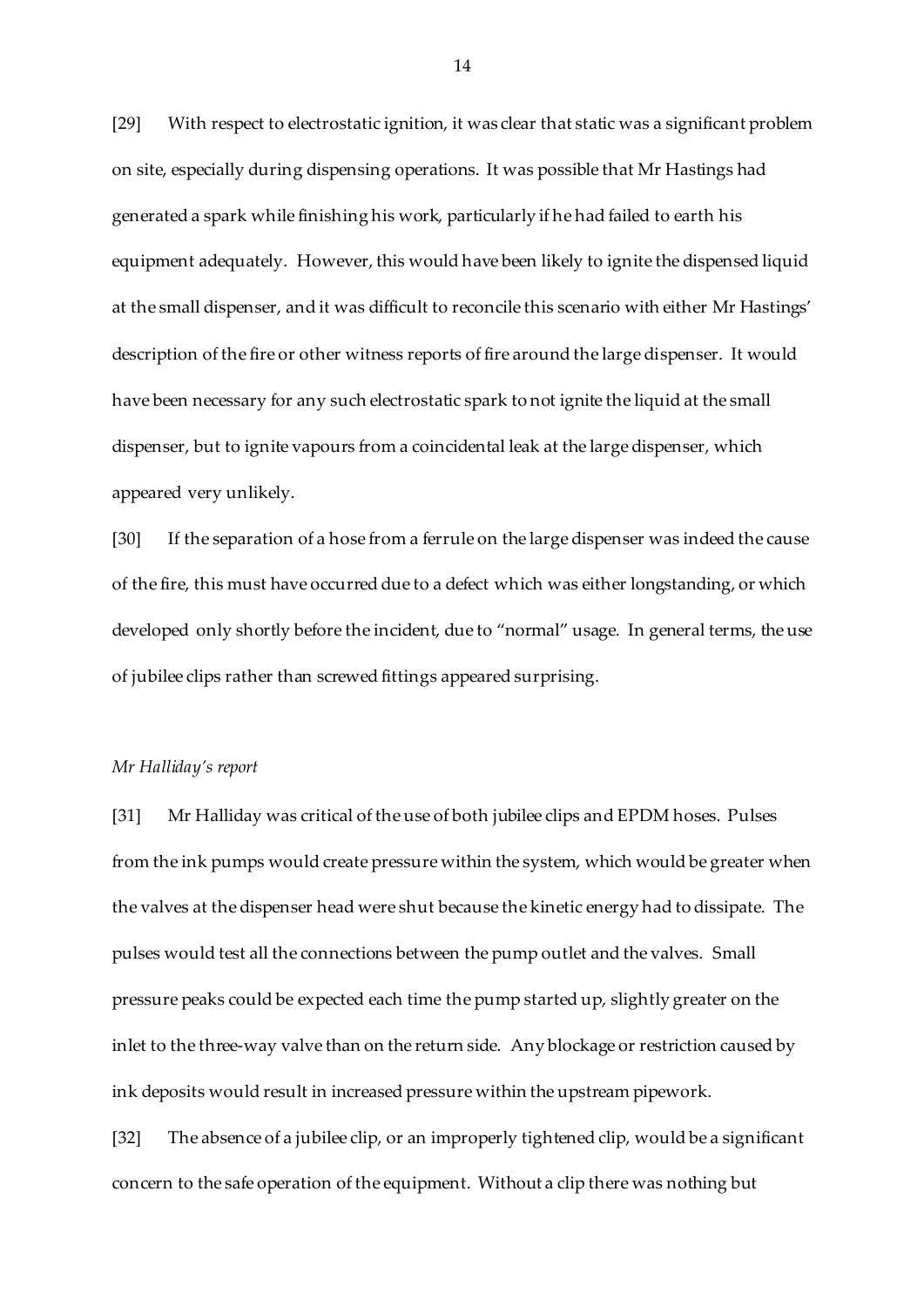[29] With respect to electrostatic ignition, it was clear that static was a significant problem on site, especially during dispensing operations. It was possible that Mr Hastings had generated a spark while finishing his work, particularly if he had failed to earth his equipment adequately. However, this would have been likely to ignite the dispensed liquid at the small dispenser, and it was difficult to reconcile this scenario with either Mr Hastings' description of the fire or other witness reports of fire around the large dispenser. It would have been necessary for any such electrostatic spark to not ignite the liquid at the small dispenser, but to ignite vapours from a coincidental leak at the large dispenser, which appeared very unlikely.

[30] If the separation of a hose from a ferrule on the large dispenser was indeed the cause of the fire, this must have occurred due to a defect which was either longstanding, or which developed only shortly before the incident, due to "normal" usage. In general terms, the use of jubilee clips rather than screwed fittings appeared surprising.

*Mr Halliday's report*

[31] Mr Halliday was critical of the use of both jubilee clips and EPDM hoses. Pulses from the ink pumps would create pressure within the system, which would be greater when the valves at the dispenser head were shut because the kinetic energy had to dissipate. The pulses would test all the connections between the pump outlet and the valves. Small pressure peaks could be expected each time the pump started up, slightly greater on the inlet to the three-way valve than on the return side. Any blockage or restriction caused by ink deposits would result in increased pressure within the upstream pipework.

[32] The absence of a jubilee clip, or an improperly tightened clip, would be a significant concern to the safe operation of the equipment. Without a clip there was nothing but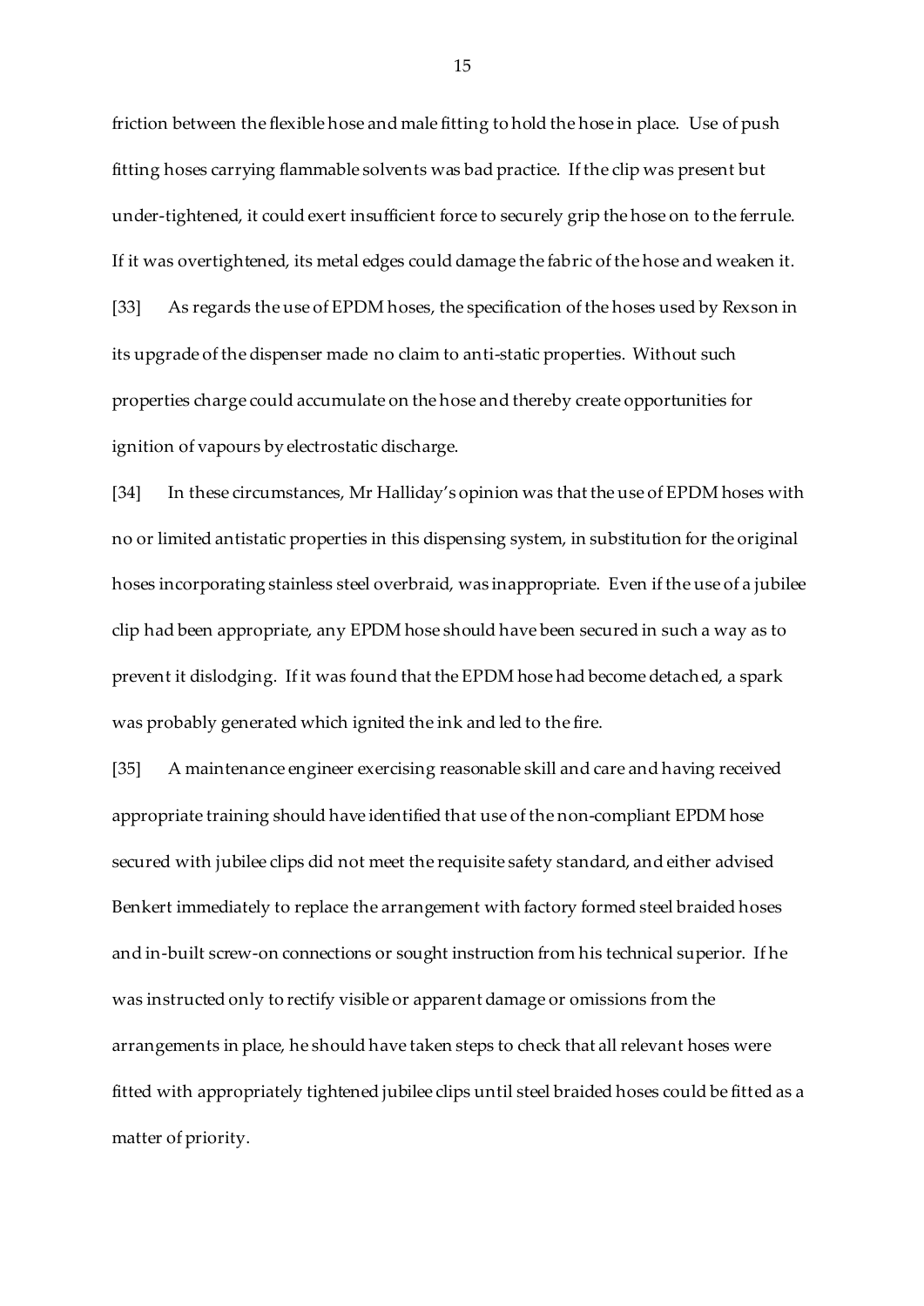friction between the flexible hose and male fitting to hold the hose in place. Use of push fitting hoses carrying flammable solvents was bad practice. If the clip was present but under-tightened, it could exert insufficient force to securely grip the hose on to the ferrule. If it was overtightened, its metal edges could damage the fabric of the hose and weaken it.

[33] As regards the use of EPDM hoses, the specification of the hoses used by Rexson in its upgrade of the dispenser made no claim to anti-static properties. Without such properties charge could accumulate on the hose and thereby create opportunities for ignition of vapours by electrostatic discharge.

[34] In these circumstances, Mr Halliday's opinion was that the use of EPDM hoses with no or limited antistatic properties in this dispensing system, in substitution for the original hoses incorporating stainless steel overbraid, was inappropriate. Even if the use of a jubilee clip had been appropriate, any EPDM hose should have been secured in such a way as to prevent it dislodging. If it was found that the EPDM hose had become detached, a spark was probably generated which ignited the ink and led to the fire.

[35] A maintenance engineer exercising reasonable skill and care and having received appropriate training should have identified that use of the non-compliant EPDM hose secured with jubilee clips did not meet the requisite safety standard, and either advised Benkert immediately to replace the arrangement with factory formed steel braided hoses and in-built screw-on connections or sought instruction from his technical superior. If he was instructed only to rectify visible or apparent damage or omissions from the arrangements in place, he should have taken steps to check that all relevant hoses were fitted with appropriately tightened jubilee clips until steel braided hoses could be fitted as a matter of priority.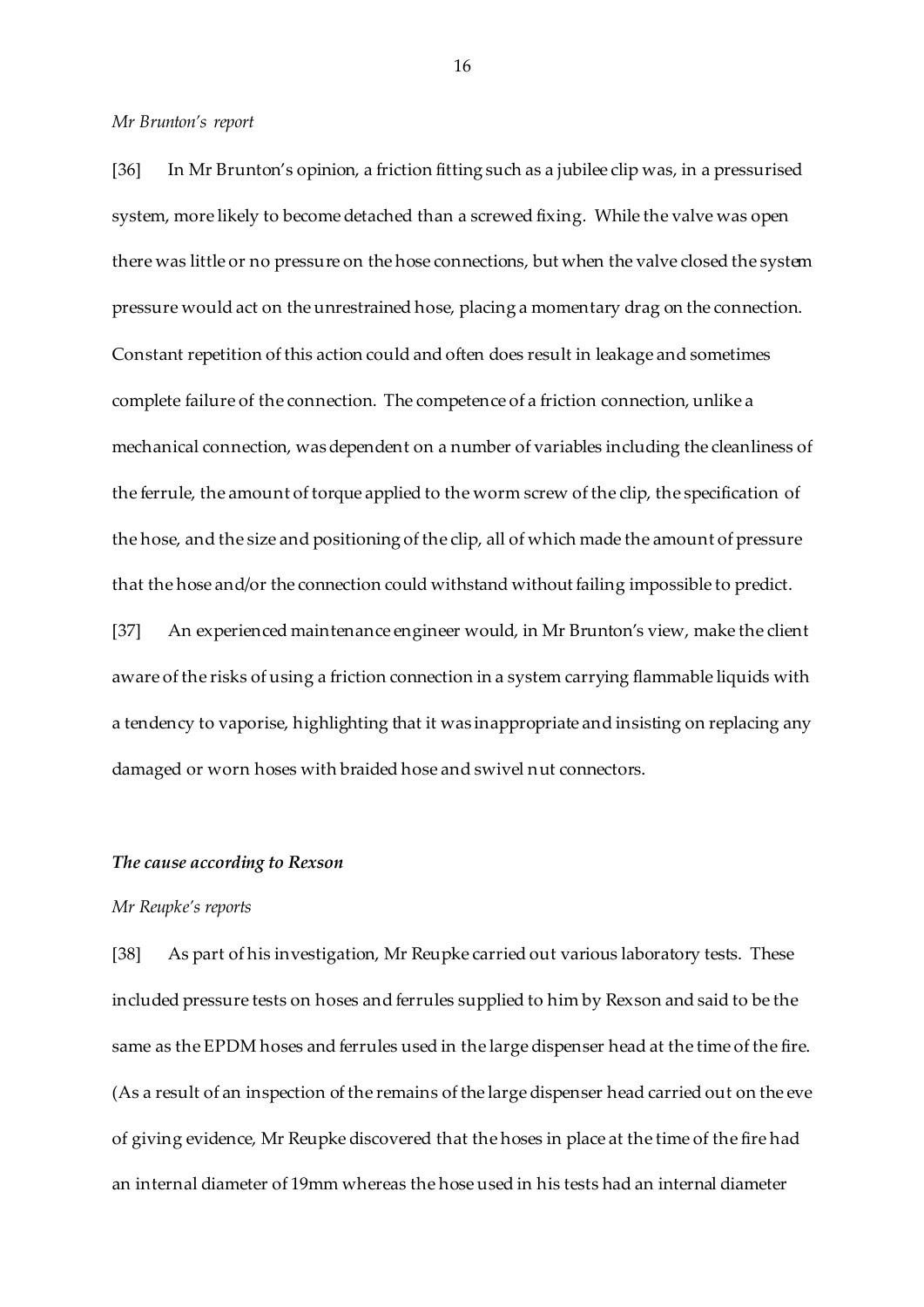*Mr Brunton's report*

[36] In Mr Brunton's opinion, a friction fitting such as a jubilee clip was, in a pressurised system, more likely to become detached than a screwed fixing. While the valve was open there was little or no pressure on the hose connections, but when the valve closed the system pressure would act on the unrestrained hose, placing a momentary drag on the connection. Constant repetition of this action could and often does result in leakage and sometimes complete failure of the connection. The competence of a friction connection, unlike a mechanical connection, was dependent on a number of variables including the cleanliness of the ferrule, the amount of torque applied to the worm screw of the clip, the specification of the hose, and the size and positioning of the clip, all of which made the amount of pressure that the hose and/or the connection could withstand without failing impossible to predict.

[37] An experienced maintenance engineer would, in Mr Brunton's view, make the client aware of the risks of using a friction connection in a system carrying flammable liquids with a tendency to vaporise, highlighting that it was inappropriate and insisting on replacing any damaged or worn hoses with braided hose and swivel nut connectors.

***The cause according to Rexson***

*Mr Reupke's reports*

[38] As part of his investigation, Mr Reupke carried out various laboratory tests. These included pressure tests on hoses and ferrules supplied to him by Rexson and said to be the same as the EPDM hoses and ferrules used in the large dispenser head at the time of the fire. (As a result of an inspection of the remains of the large dispenser head carried out on the eve of giving evidence, Mr Reupke discovered that the hoses in place at the time of the fire had an internal diameter of 19mm whereas the hose used in his tests had an internal diameter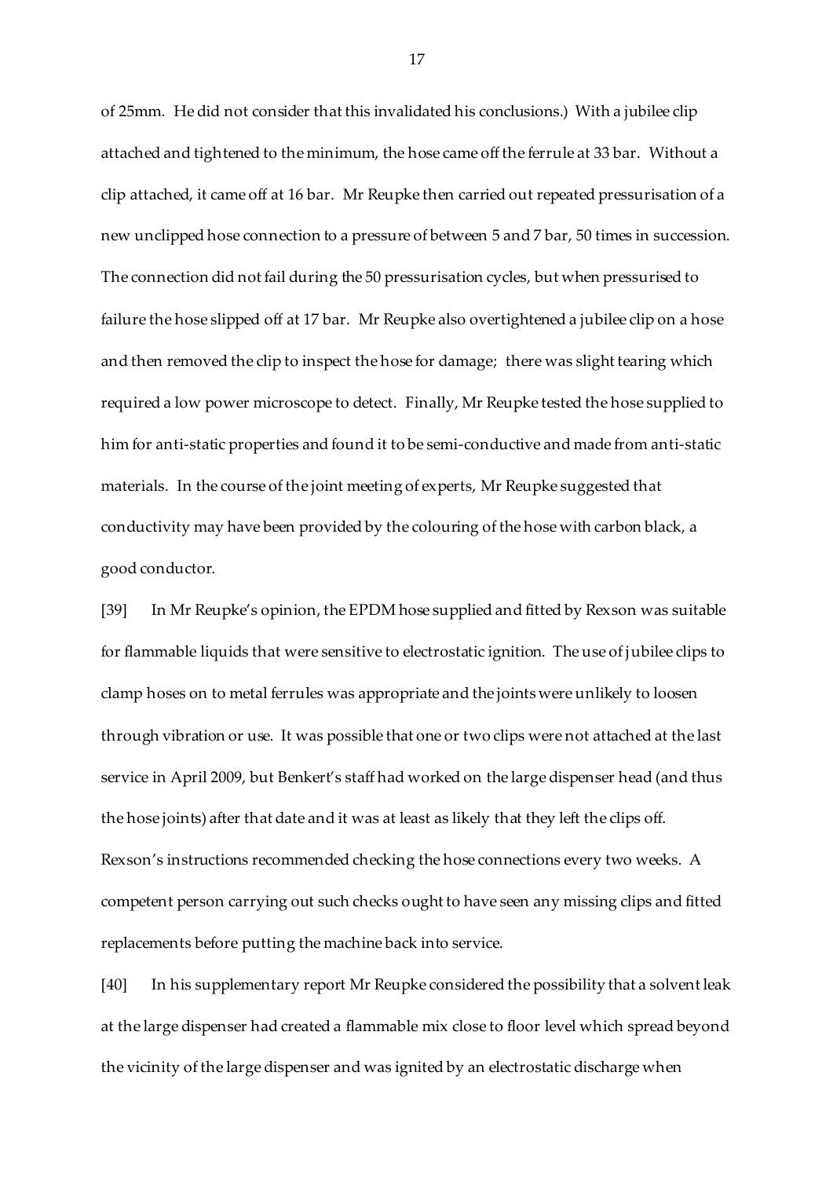of 25mm. He did not consider that this invalidated his conclusions.) With a jubilee clip attached and tightened to the minimum, the hose came off the ferrule at 33 bar. Without a clip attached, it came off at 16 bar. Mr Reupke then carried out repeated pressurisation of a new unclipped hose connection to a pressure of between 5 and 7 bar, 50 times in succession. The connection did not fail during the 50 pressurisation cycles, but when pressurised to failure the hose slipped off at 17 bar. Mr Reupke also overtightened a jubilee clip on a hose and then removed the clip to inspect the hose for damage; there was slight tearing which required a low power microscope to detect. Finally, Mr Reupke tested the hose supplied to him for anti-static properties and found it to be semi-conductive and made from anti-static materials. In the course of the joint meeting of experts, Mr Reupke suggested that conductivity may have been provided by the colouring of the hose with carbon black, a good conductor.

[39] In Mr Reupke's opinion, the EPDM hose supplied and fitted by Rexson was suitable for flammable liquids that were sensitive to electrostatic ignition. The use of jubilee clips to clamp hoses on to metal ferrules was appropriate and the joints were unlikely to loosen through vibration or use. It was possible that one or two clips were not attached at the last service in April 2009, but Benkert's staff had worked on the large dispenser head (and thus the hose joints) after that date and it was at least as likely that they left the clips off. Rexson's instructions recommended checking the hose connections every two weeks. A competent person carrying out such checks ought to have seen any missing clips and fitted replacements before putting the machine back into service.

[40] In his supplementary report Mr Reupke considered the possibility that a solvent leak at the large dispenser had created a flammable mix close to floor level which spread beyond the vicinity of the large dispenser and was ignited by an electrostatic discharge when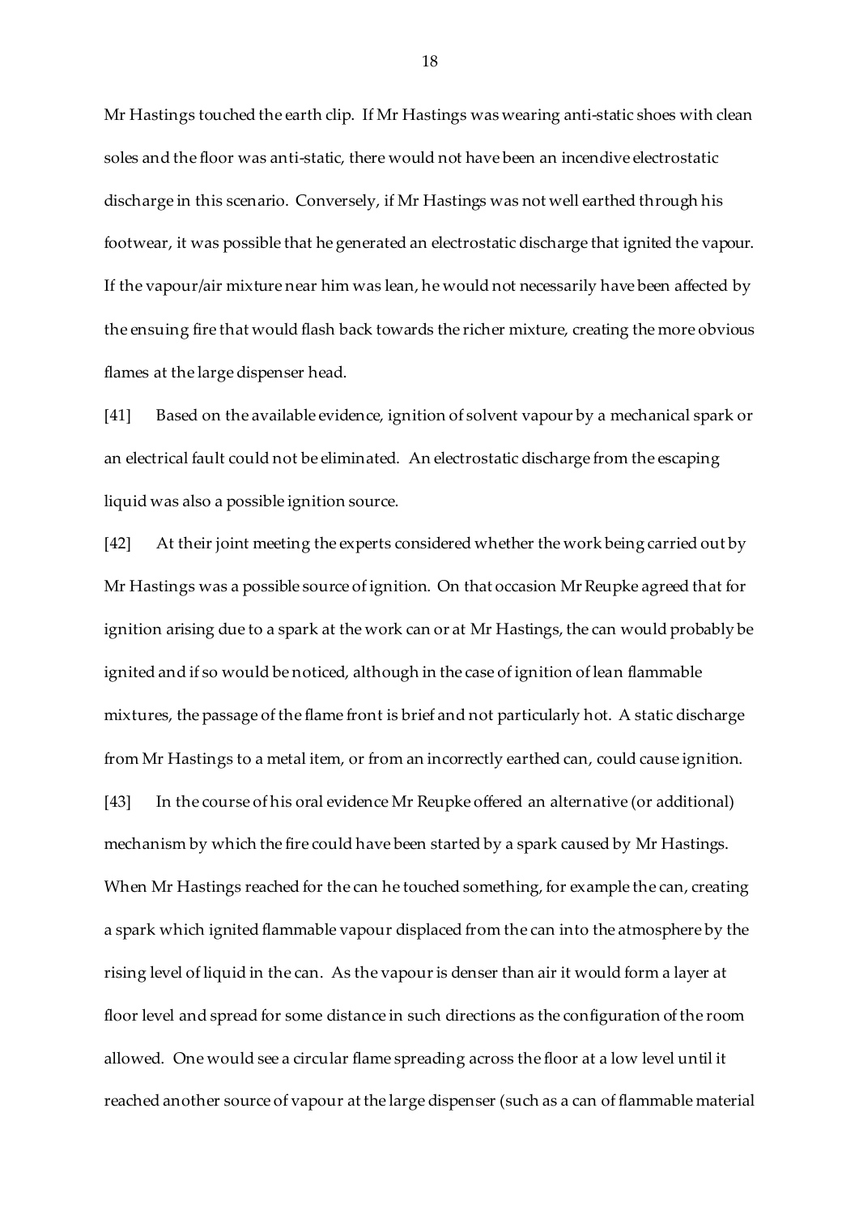Mr Hastings touched the earth clip. If Mr Hastings was wearing anti-static shoes with clean soles and the floor was anti-static, there would not have been an incendive electrostatic discharge in this scenario. Conversely, if Mr Hastings was not well earthed through his footwear, it was possible that he generated an electrostatic discharge that ignited the vapour. If the vapour/air mixture near him was lean, he would not necessarily have been affected by the ensuing fire that would flash back towards the richer mixture, creating the more obvious flames at the large dispenser head.

[41] Based on the available evidence, ignition of solvent vapour by a mechanical spark or an electrical fault could not be eliminated. An electrostatic discharge from the escaping liquid was also a possible ignition source.

[42] At their joint meeting the experts considered whether the work being carried out by Mr Hastings was a possible source of ignition. On that occasion Mr Reupke agreed that for ignition arising due to a spark at the work can or at Mr Hastings, the can would probably be ignited and if so would be noticed, although in the case of ignition of lean flammable mixtures, the passage of the flame front is brief and not particularly hot. A static discharge from Mr Hastings to a metal item, or from an incorrectly earthed can, could cause ignition.

[43] In the course of his oral evidence Mr Reupke offered an alternative (or additional) mechanism by which the fire could have been started by a spark caused by Mr Hastings. When Mr Hastings reached for the can he touched something, for example the can, creating a spark which ignited flammable vapour displaced from the can into the atmosphere by the rising level of liquid in the can. As the vapour is denser than air it would form a layer at floor level and spread for some distance in such directions as the configuration of the room allowed. One would see a circular flame spreading across the floor at a low level until it reached another source of vapour at the large dispenser (such as a can of flammable material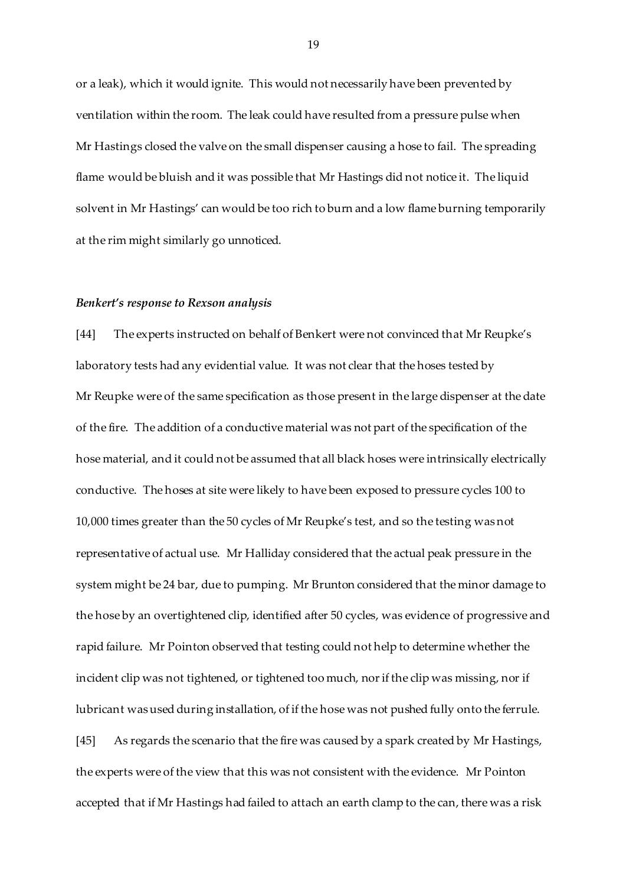or a leak), which it would ignite. This would not necessarily have been prevented by ventilation within the room. The leak could have resulted from a pressure pulse when Mr Hastings closed the valve on the small dispenser causing a hose to fail. The spreading flame would be bluish and it was possible that Mr Hastings did not notice it. The liquid solvent in Mr Hastings' can would be too rich to burn and a low flame burning temporarily at the rim might similarly go unnoticed.

***Benkert's response to Rexson analysis***

[44] The experts instructed on behalf of Benkert were not convinced that Mr Reupke's laboratory tests had any evidential value. It was not clear that the hoses tested by Mr Reupke were of the same specification as those present in the large dispenser at the date of the fire. The addition of a conductive material was not part of the specification of the hose material, and it could not be assumed that all black hoses were intrinsically electrically conductive. The hoses at site were likely to have been exposed to pressure cycles 100 to 10,000 times greater than the 50 cycles of Mr Reupke's test, and so the testing was not representative of actual use. Mr Halliday considered that the actual peak pressure in the system might be 24 bar, due to pumping. Mr Brunton considered that the minor damage to the hose by an overtightened clip, identified after 50 cycles, was evidence of progressive and rapid failure. Mr Pointon observed that testing could not help to determine whether the incident clip was not tightened, or tightened too much, nor if the clip was missing, nor if lubricant was used during installation, of if the hose was not pushed fully onto the ferrule.

[45] As regards the scenario that the fire was caused by a spark created by Mr Hastings, the experts were of the view that this was not consistent with the evidence. Mr Pointon accepted that if Mr Hastings had failed to attach an earth clamp to the can, there was a risk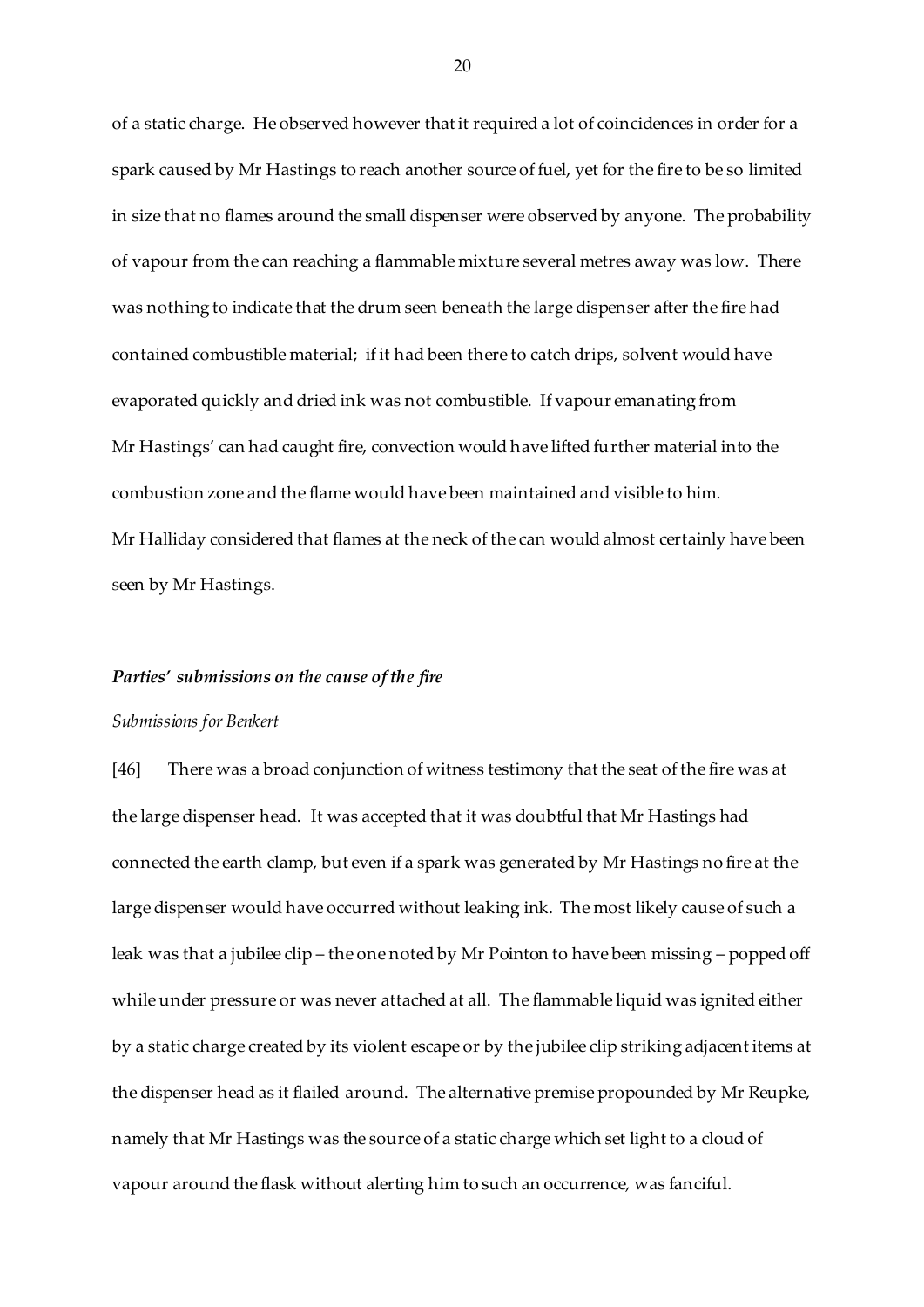of a static charge. He observed however that it required a lot of coincidences in order for a spark caused by Mr Hastings to reach another source of fuel, yet for the fire to be so limited in size that no flames around the small dispenser were observed by anyone. The probability of vapour from the can reaching a flammable mixture several metres away was low. There was nothing to indicate that the drum seen beneath the large dispenser after the fire had contained combustible material; if it had been there to catch drips, solvent would have evaporated quickly and dried ink was not combustible. If vapour emanating from Mr Hastings' can had caught fire, convection would have lifted further material into the combustion zone and the flame would have been maintained and visible to him. Mr Halliday considered that flames at the neck of the can would almost certainly have been seen by Mr Hastings.

### *Parties' submissions on the cause of the fire*

#### *Submissions for Benkert*

[46] There was a broad conjunction of witness testimony that the seat of the fire was at the large dispenser head. It was accepted that it was doubtful that Mr Hastings had connected the earth clamp, but even if a spark was generated by Mr Hastings no fire at the large dispenser would have occurred without leaking ink. The most likely cause of such a leak was that a jubilee clip – the one noted by Mr Pointon to have been missing – popped off while under pressure or was never attached at all. The flammable liquid was ignited either by a static charge created by its violent escape or by the jubilee clip striking adjacent items at the dispenser head as it flailed around. The alternative premise propounded by Mr Reupke, namely that Mr Hastings was the source of a static charge which set light to a cloud of vapour around the flask without alerting him to such an occurrence, was fanciful.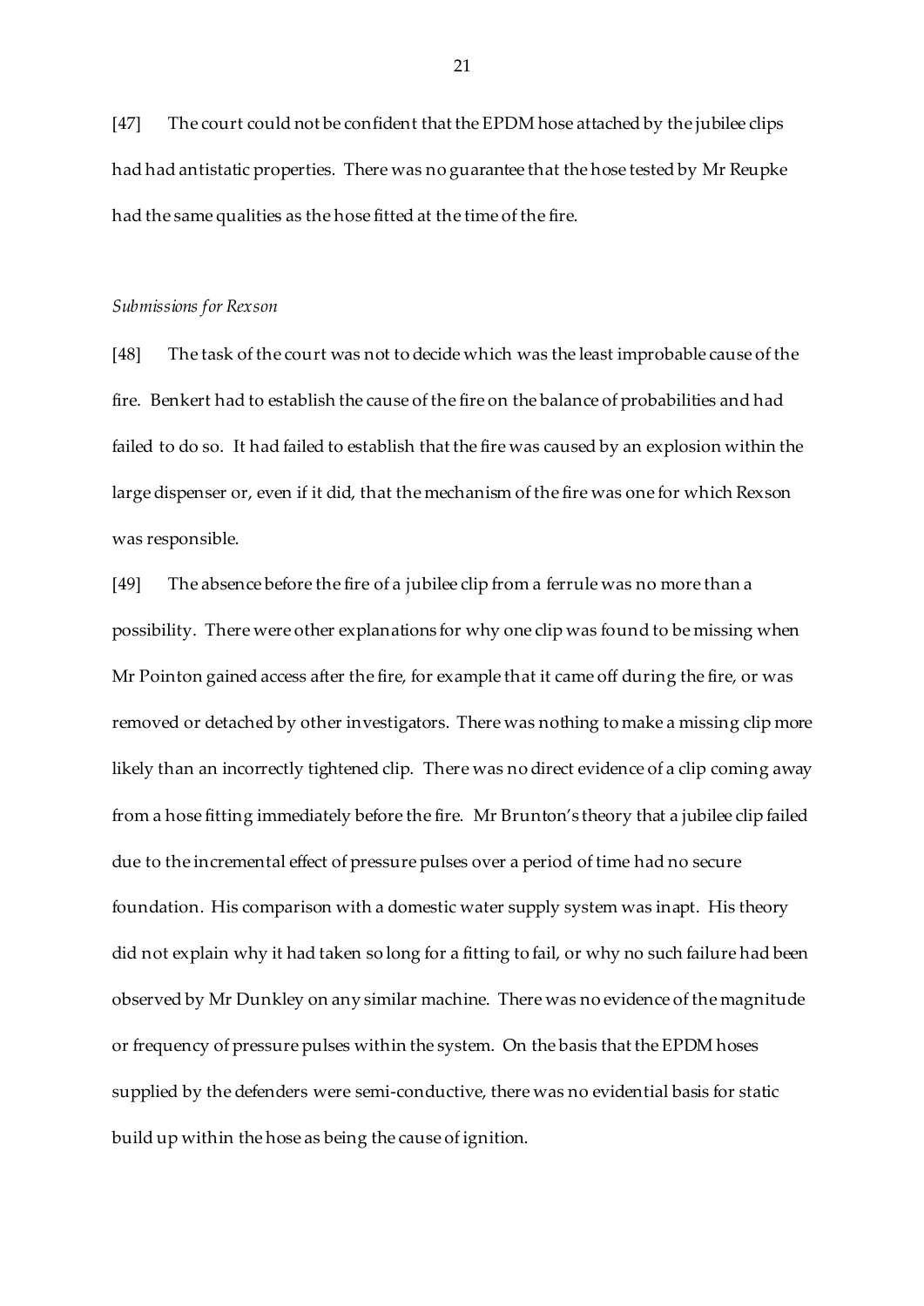[47] The court could not be confident that the EPDM hose attached by the jubilee clips had had antistatic properties. There was no guarantee that the hose tested by Mr Reupke had the same qualities as the hose fitted at the time of the fire.

*Submissions for Rexson*

[48] The task of the court was not to decide which was the least improbable cause of the fire. Benkert had to establish the cause of the fire on the balance of probabilities and had failed to do so. It had failed to establish that the fire was caused by an explosion within the large dispenser or, even if it did, that the mechanism of the fire was one for which Rexson was responsible.

[49] The absence before the fire of a jubilee clip from a ferrule was no more than a possibility. There were other explanations for why one clip was found to be missing when Mr Pointon gained access after the fire, for example that it came off during the fire, or was removed or detached by other investigators. There was nothing to make a missing clip more likely than an incorrectly tightened clip. There was no direct evidence of a clip coming away from a hose fitting immediately before the fire. Mr Brunton's theory that a jubilee clip failed due to the incremental effect of pressure pulses over a period of time had no secure foundation. His comparison with a domestic water supply system was inapt. His theory did not explain why it had taken so long for a fitting to fail, or why no such failure had been observed by Mr Dunkley on any similar machine. There was no evidence of the magnitude or frequency of pressure pulses within the system. On the basis that the EPDM hoses supplied by the defenders were semi-conductive, there was no evidential basis for static build up within the hose as being the cause of ignition.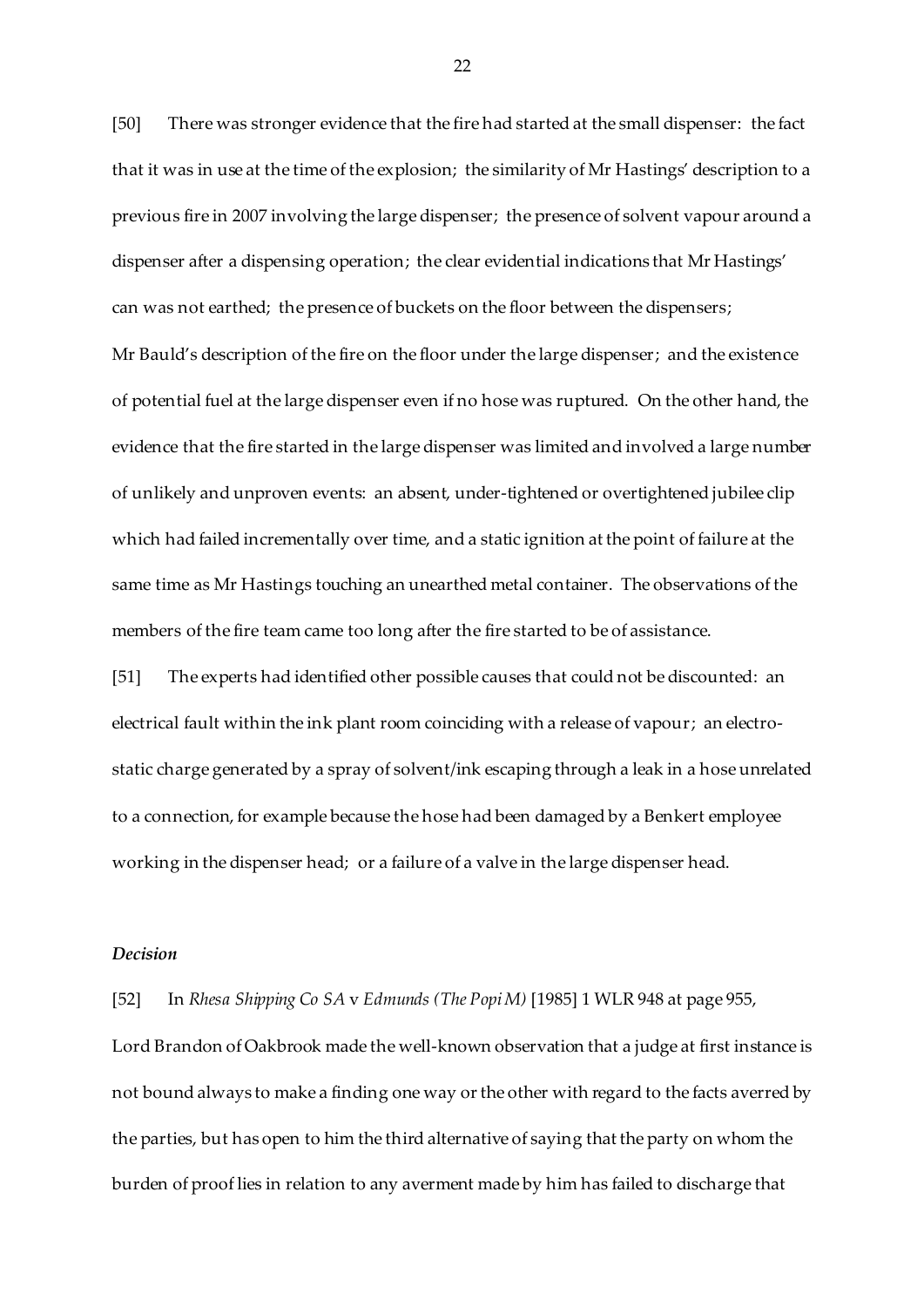[50] There was stronger evidence that the fire had started at the small dispenser: the fact that it was in use at the time of the explosion; the similarity of Mr Hastings' description to a previous fire in 2007 involving the large dispenser; the presence of solvent vapour around a dispenser after a dispensing operation; the clear evidential indications that Mr Hastings' can was not earthed; the presence of buckets on the floor between the dispensers; Mr Bauld's description of the fire on the floor under the large dispenser; and the existence of potential fuel at the large dispenser even if no hose was ruptured. On the other hand, the evidence that the fire started in the large dispenser was limited and involved a large number of unlikely and unproven events: an absent, under-tightened or overtightened jubilee clip which had failed incrementally over time, and a static ignition at the point of failure at the same time as Mr Hastings touching an unearthed metal container. The observations of the members of the fire team came too long after the fire started to be of assistance.

[51] The experts had identified other possible causes that could not be discounted: an electrical fault within the ink plant room coinciding with a release of vapour; an electro-static charge generated by a spray of solvent/ink escaping through a leak in a hose unrelated to a connection, for example because the hose had been damaged by a Benkert employee working in the dispenser head; or a failure of a valve in the large dispenser head.

### *Decision*

[52] In *Rhesa Shipping Co SA* v *Edmunds (The Popi M)* [1985] 1 WLR 948 at page 955, Lord Brandon of Oakbrook made the well-known observation that a judge at first instance is not bound always to make a finding one way or the other with regard to the facts averred by the parties, but has open to him the third alternative of saying that the party on whom the burden of proof lies in relation to any averment made by him has failed to discharge that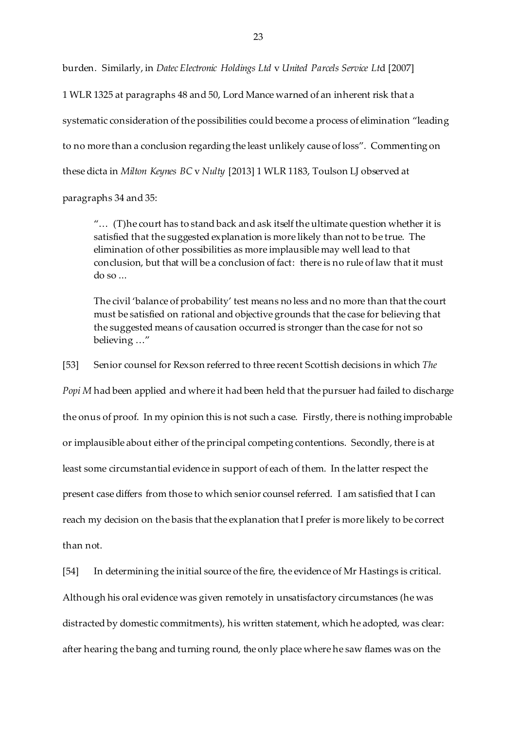burden. Similarly, in *Datec Electronic Holdings Ltd* v *United Parcels Service Ltd* [2007] 1 WLR 1325 at paragraphs 48 and 50, Lord Mance warned of an inherent risk that a systematic consideration of the possibilities could become a process of elimination "leading to no more than a conclusion regarding the least unlikely cause of loss". Commenting on these dicta in *Milton Keynes BC* v *Nulty* [2013] 1 WLR 1183, Toulson LJ observed at paragraphs 34 and 35:

> "… (T)he court has to stand back and ask itself the ultimate question whether it is satisfied that the suggested explanation is more likely than not to be true. The elimination of other possibilities as more implausible may well lead to that conclusion, but that will be a conclusion of fact: there is no rule of law that it must do so ...
>
> The civil 'balance of probability' test means no less and no more than that the court must be satisfied on rational and objective grounds that the case for believing that the suggested means of causation occurred is stronger than the case for not so believing …"

[53] Senior counsel for Rexson referred to three recent Scottish decisions in which *The Popi M* had been applied and where it had been held that the pursuer had failed to discharge the onus of proof. In my opinion this is not such a case. Firstly, there is nothing improbable or implausible about either of the principal competing contentions. Secondly, there is at least some circumstantial evidence in support of each of them. In the latter respect the present case differs from those to which senior counsel referred. I am satisfied that I can reach my decision on the basis that the explanation that I prefer is more likely to be correct than not.

[54] In determining the initial source of the fire, the evidence of Mr Hastings is critical. Although his oral evidence was given remotely in unsatisfactory circumstances (he was distracted by domestic commitments), his written statement, which he adopted, was clear: after hearing the bang and turning round, the only place where he saw flames was on the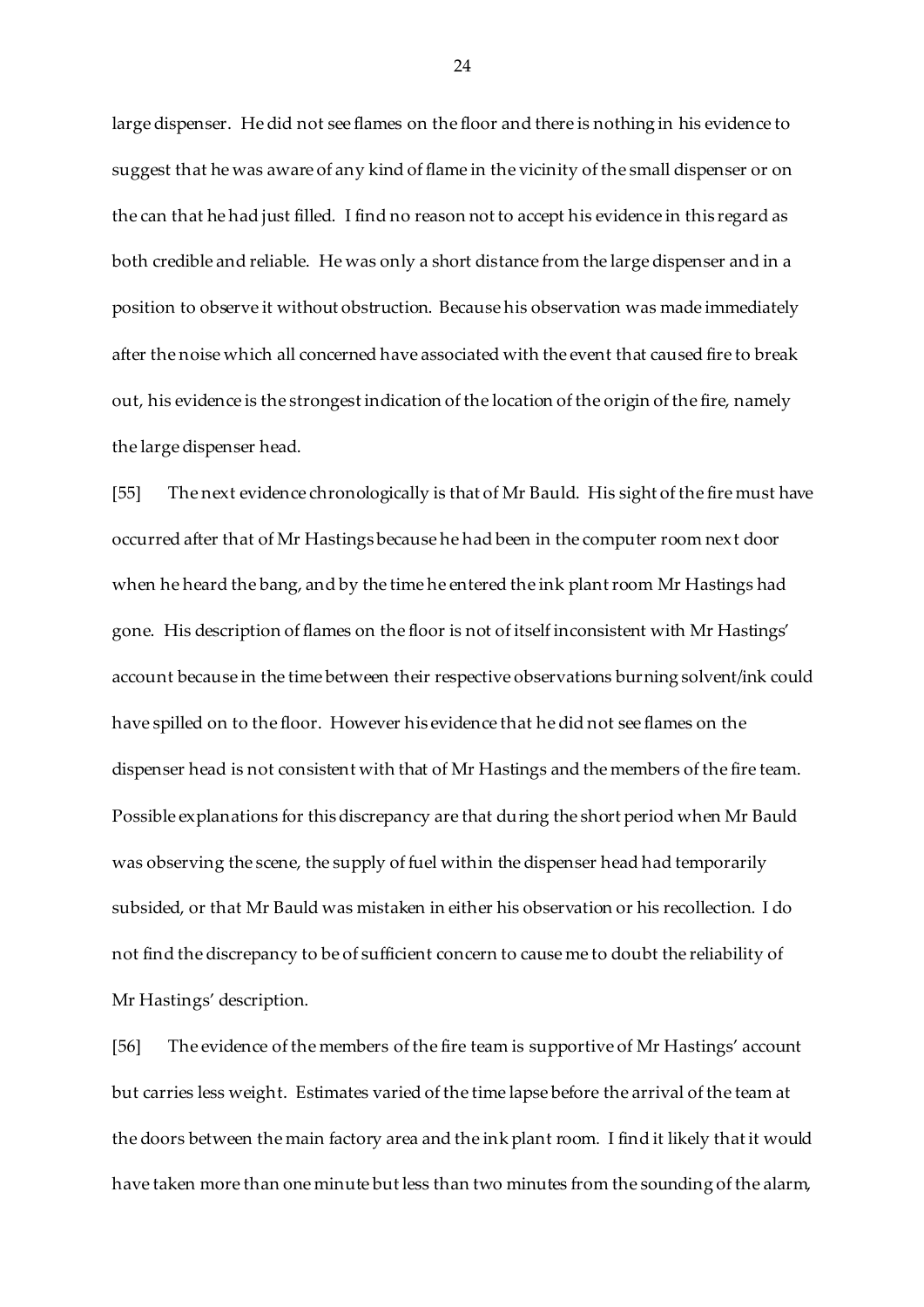large dispenser. He did not see flames on the floor and there is nothing in his evidence to suggest that he was aware of any kind of flame in the vicinity of the small dispenser or on the can that he had just filled. I find no reason not to accept his evidence in this regard as both credible and reliable. He was only a short distance from the large dispenser and in a position to observe it without obstruction. Because his observation was made immediately after the noise which all concerned have associated with the event that caused fire to break out, his evidence is the strongest indication of the location of the origin of the fire, namely the large dispenser head.

[55] The next evidence chronologically is that of Mr Bauld. His sight of the fire must have occurred after that of Mr Hastings because he had been in the computer room next door when he heard the bang, and by the time he entered the ink plant room Mr Hastings had gone. His description of flames on the floor is not of itself inconsistent with Mr Hastings' account because in the time between their respective observations burning solvent/ink could have spilled on to the floor. However his evidence that he did not see flames on the dispenser head is not consistent with that of Mr Hastings and the members of the fire team. Possible explanations for this discrepancy are that during the short period when Mr Bauld was observing the scene, the supply of fuel within the dispenser head had temporarily subsided, or that Mr Bauld was mistaken in either his observation or his recollection. I do not find the discrepancy to be of sufficient concern to cause me to doubt the reliability of Mr Hastings' description.

[56] The evidence of the members of the fire team is supportive of Mr Hastings' account but carries less weight. Estimates varied of the time lapse before the arrival of the team at the doors between the main factory area and the ink plant room. I find it likely that it would have taken more than one minute but less than two minutes from the sounding of the alarm,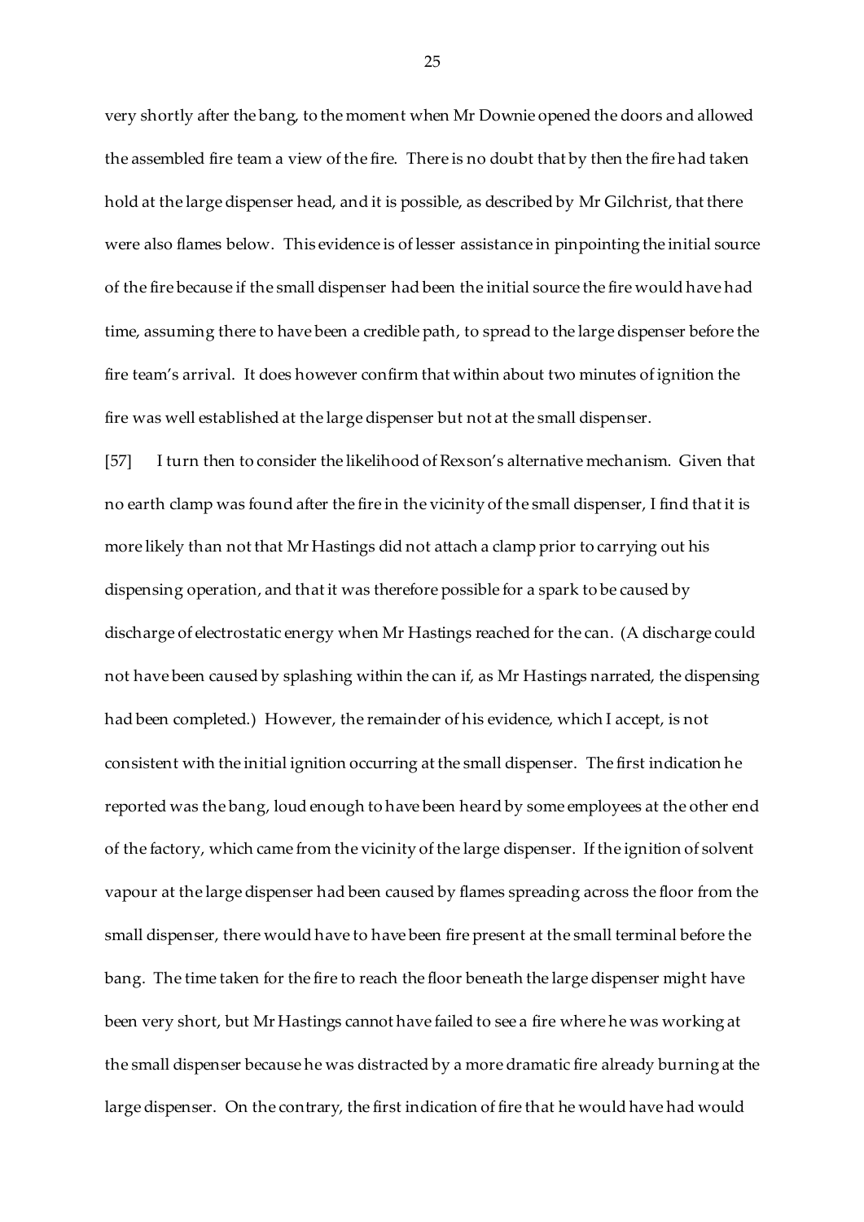very shortly after the bang, to the moment when Mr Downie opened the doors and allowed the assembled fire team a view of the fire. There is no doubt that by then the fire had taken hold at the large dispenser head, and it is possible, as described by Mr Gilchrist, that there were also flames below. This evidence is of lesser assistance in pinpointing the initial source of the fire because if the small dispenser had been the initial source the fire would have had time, assuming there to have been a credible path, to spread to the large dispenser before the fire team's arrival. It does however confirm that within about two minutes of ignition the fire was well established at the large dispenser but not at the small dispenser.

[57] I turn then to consider the likelihood of Rexson's alternative mechanism. Given that no earth clamp was found after the fire in the vicinity of the small dispenser, I find that it is more likely than not that Mr Hastings did not attach a clamp prior to carrying out his dispensing operation, and that it was therefore possible for a spark to be caused by discharge of electrostatic energy when Mr Hastings reached for the can. (A discharge could not have been caused by splashing within the can if, as Mr Hastings narrated, the dispensing had been completed.) However, the remainder of his evidence, which I accept, is not consistent with the initial ignition occurring at the small dispenser. The first indication he reported was the bang, loud enough to have been heard by some employees at the other end of the factory, which came from the vicinity of the large dispenser. If the ignition of solvent vapour at the large dispenser had been caused by flames spreading across the floor from the small dispenser, there would have to have been fire present at the small terminal before the bang. The time taken for the fire to reach the floor beneath the large dispenser might have been very short, but Mr Hastings cannot have failed to see a fire where he was working at the small dispenser because he was distracted by a more dramatic fire already burning at the large dispenser. On the contrary, the first indication of fire that he would have had would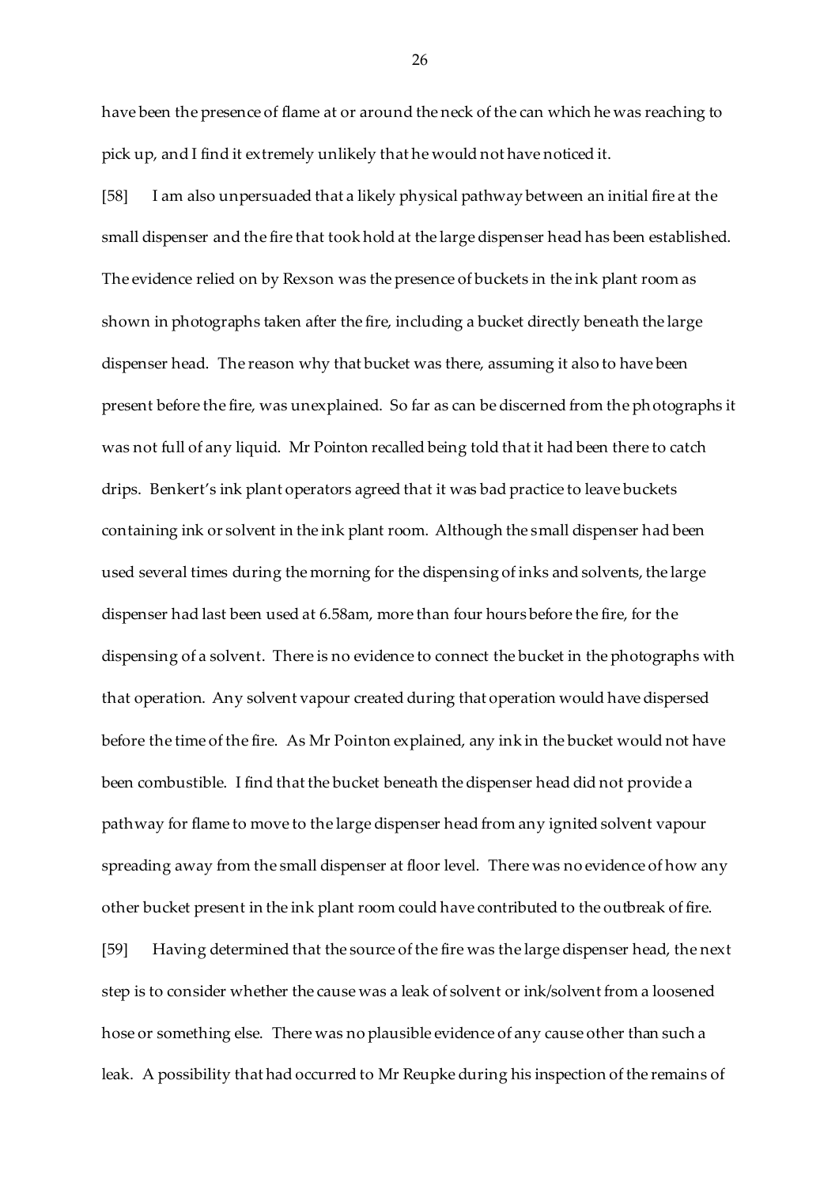have been the presence of flame at or around the neck of the can which he was reaching to pick up, and I find it extremely unlikely that he would not have noticed it.

[58] I am also unpersuaded that a likely physical pathway between an initial fire at the small dispenser and the fire that took hold at the large dispenser head has been established. The evidence relied on by Rexson was the presence of buckets in the ink plant room as shown in photographs taken after the fire, including a bucket directly beneath the large dispenser head. The reason why that bucket was there, assuming it also to have been present before the fire, was unexplained. So far as can be discerned from the photographs it was not full of any liquid. Mr Pointon recalled being told that it had been there to catch drips. Benkert's ink plant operators agreed that it was bad practice to leave buckets containing ink or solvent in the ink plant room. Although the small dispenser had been used several times during the morning for the dispensing of inks and solvents, the large dispenser had last been used at 6.58am, more than four hours before the fire, for the dispensing of a solvent. There is no evidence to connect the bucket in the photographs with that operation. Any solvent vapour created during that operation would have dispersed before the time of the fire. As Mr Pointon explained, any ink in the bucket would not have been combustible. I find that the bucket beneath the dispenser head did not provide a pathway for flame to move to the large dispenser head from any ignited solvent vapour spreading away from the small dispenser at floor level. There was no evidence of how any other bucket present in the ink plant room could have contributed to the outbreak of fire.

[59] Having determined that the source of the fire was the large dispenser head, the next step is to consider whether the cause was a leak of solvent or ink/solvent from a loosened hose or something else. There was no plausible evidence of any cause other than such a leak. A possibility that had occurred to Mr Reupke during his inspection of the remains of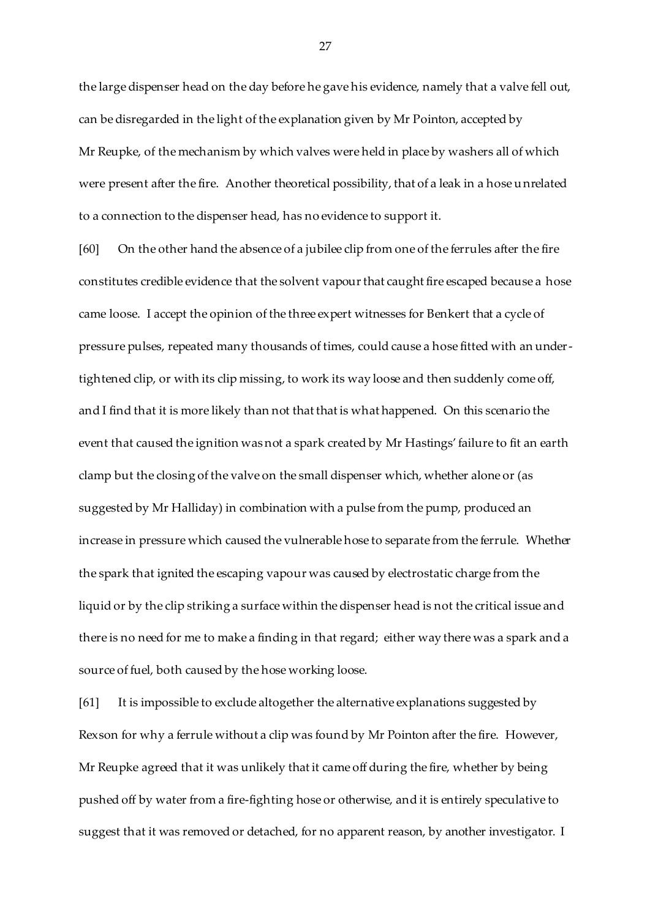the large dispenser head on the day before he gave his evidence, namely that a valve fell out, can be disregarded in the light of the explanation given by Mr Pointon, accepted by Mr Reupke, of the mechanism by which valves were held in place by washers all of which were present after the fire. Another theoretical possibility, that of a leak in a hose unrelated to a connection to the dispenser head, has no evidence to support it.

[60] On the other hand the absence of a jubilee clip from one of the ferrules after the fire constitutes credible evidence that the solvent vapour that caught fire escaped because a hose came loose. I accept the opinion of the three expert witnesses for Benkert that a cycle of pressure pulses, repeated many thousands of times, could cause a hose fitted with an under-tightened clip, or with its clip missing, to work its way loose and then suddenly come off, and I find that it is more likely than not that that is what happened. On this scenario the event that caused the ignition was not a spark created by Mr Hastings' failure to fit an earth clamp but the closing of the valve on the small dispenser which, whether alone or (as suggested by Mr Halliday) in combination with a pulse from the pump, produced an increase in pressure which caused the vulnerable hose to separate from the ferrule. Whether the spark that ignited the escaping vapour was caused by electrostatic charge from the liquid or by the clip striking a surface within the dispenser head is not the critical issue and there is no need for me to make a finding in that regard; either way there was a spark and a source of fuel, both caused by the hose working loose.

[61] It is impossible to exclude altogether the alternative explanations suggested by Rexson for why a ferrule without a clip was found by Mr Pointon after the fire. However, Mr Reupke agreed that it was unlikely that it came off during the fire, whether by being pushed off by water from a fire-fighting hose or otherwise, and it is entirely speculative to suggest that it was removed or detached, for no apparent reason, by another investigator. I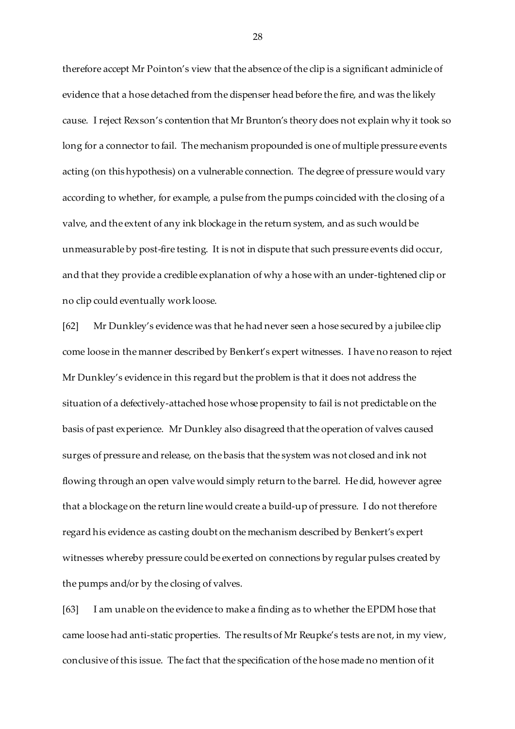therefore accept Mr Pointon's view that the absence of the clip is a significant adminicle of evidence that a hose detached from the dispenser head before the fire, and was the likely cause. I reject Rexson's contention that Mr Brunton's theory does not explain why it took so long for a connector to fail. The mechanism propounded is one of multiple pressure events acting (on this hypothesis) on a vulnerable connection. The degree of pressure would vary according to whether, for example, a pulse from the pumps coincided with the closing of a valve, and the extent of any ink blockage in the return system, and as such would be unmeasurable by post-fire testing. It is not in dispute that such pressure events did occur, and that they provide a credible explanation of why a hose with an under-tightened clip or no clip could eventually work loose.

[62] Mr Dunkley's evidence was that he had never seen a hose secured by a jubilee clip come loose in the manner described by Benkert's expert witnesses. I have no reason to reject Mr Dunkley's evidence in this regard but the problem is that it does not address the situation of a defectively-attached hose whose propensity to fail is not predictable on the basis of past experience. Mr Dunkley also disagreed that the operation of valves caused surges of pressure and release, on the basis that the system was not closed and ink not flowing through an open valve would simply return to the barrel. He did, however agree that a blockage on the return line would create a build-up of pressure. I do not therefore regard his evidence as casting doubt on the mechanism described by Benkert's expert witnesses whereby pressure could be exerted on connections by regular pulses created by the pumps and/or by the closing of valves.

[63] I am unable on the evidence to make a finding as to whether the EPDM hose that came loose had anti-static properties. The results of Mr Reupke's tests are not, in my view, conclusive of this issue. The fact that the specification of the hose made no mention of it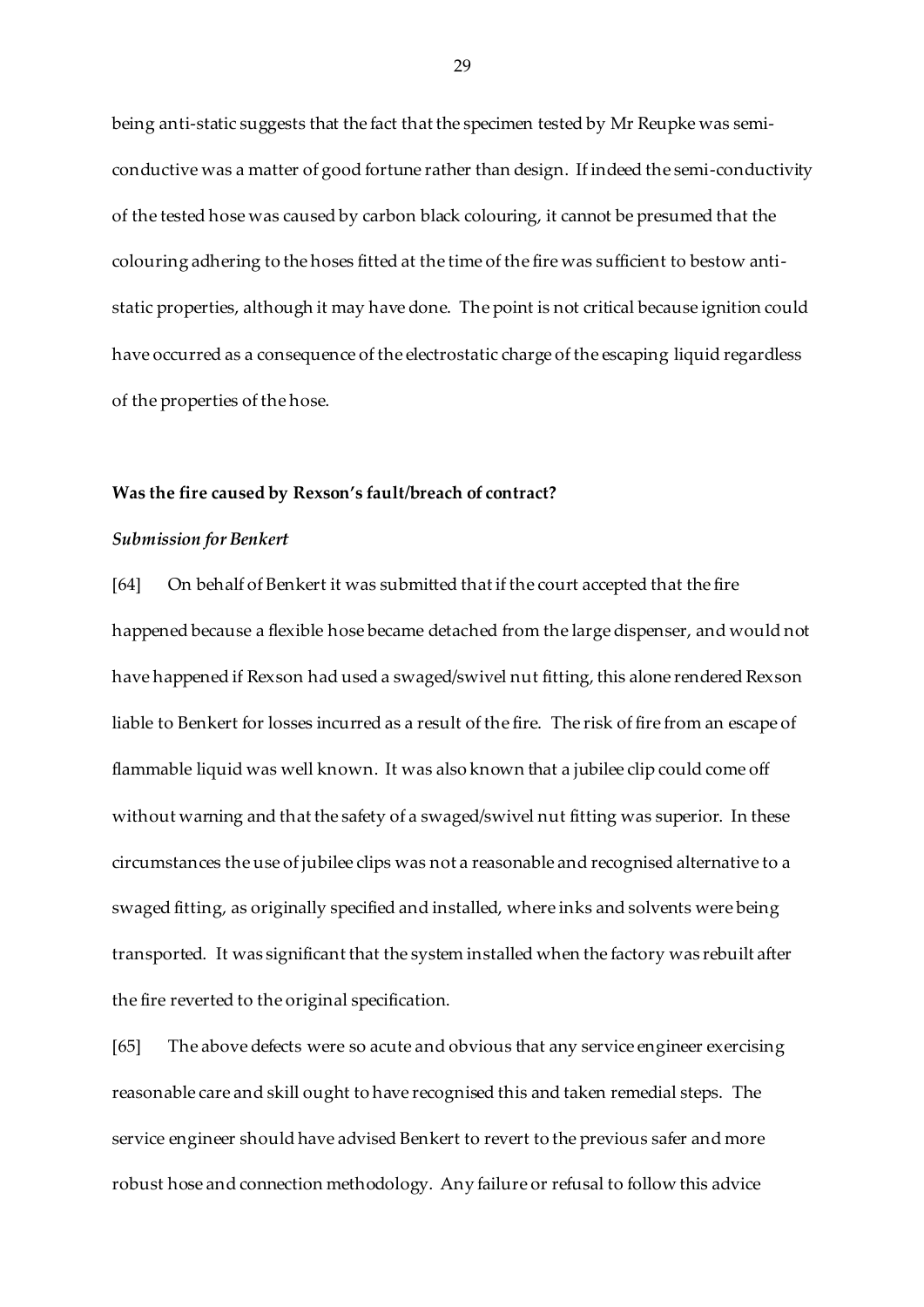being anti-static suggests that the fact that the specimen tested by Mr Reupke was semi-conductive was a matter of good fortune rather than design. If indeed the semi-conductivity of the tested hose was caused by carbon black colouring, it cannot be presumed that the colouring adhering to the hoses fitted at the time of the fire was sufficient to bestow anti-static properties, although it may have done. The point is not critical because ignition could have occurred as a consequence of the electrostatic charge of the escaping liquid regardless of the properties of the hose.

**Was the fire caused by Rexson's fault/breach of contract?**

***Submission for Benkert***

[64] On behalf of Benkert it was submitted that if the court accepted that the fire happened because a flexible hose became detached from the large dispenser, and would not have happened if Rexson had used a swaged/swivel nut fitting, this alone rendered Rexson liable to Benkert for losses incurred as a result of the fire. The risk of fire from an escape of flammable liquid was well known. It was also known that a jubilee clip could come off without warning and that the safety of a swaged/swivel nut fitting was superior. In these circumstances the use of jubilee clips was not a reasonable and recognised alternative to a swaged fitting, as originally specified and installed, where inks and solvents were being transported. It was significant that the system installed when the factory was rebuilt after the fire reverted to the original specification.

[65] The above defects were so acute and obvious that any service engineer exercising reasonable care and skill ought to have recognised this and taken remedial steps. The service engineer should have advised Benkert to revert to the previous safer and more robust hose and connection methodology. Any failure or refusal to follow this advice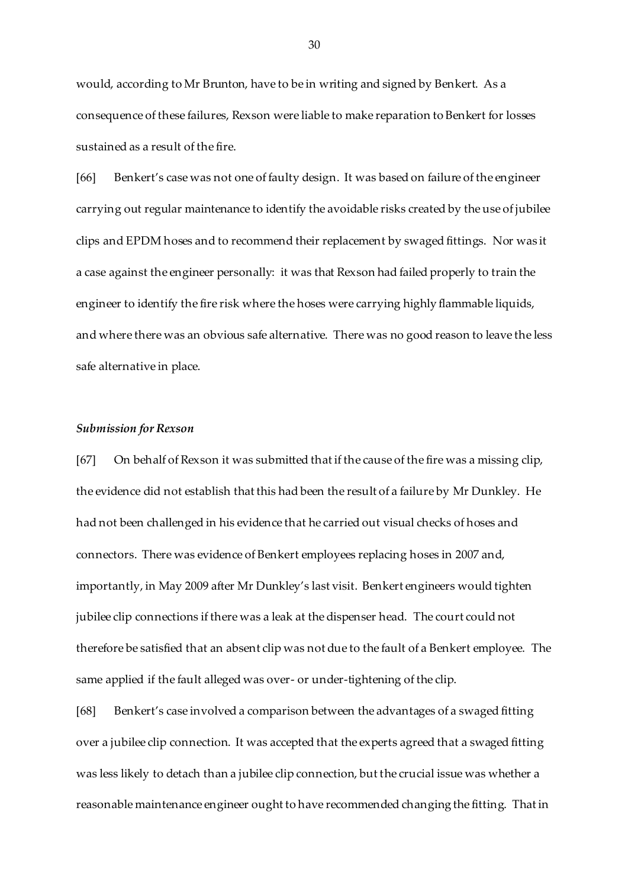would, according to Mr Brunton, have to be in writing and signed by Benkert. As a consequence of these failures, Rexson were liable to make reparation to Benkert for losses sustained as a result of the fire.

[66] Benkert's case was not one of faulty design. It was based on failure of the engineer carrying out regular maintenance to identify the avoidable risks created by the use of jubilee clips and EPDM hoses and to recommend their replacement by swaged fittings. Nor was it a case against the engineer personally: it was that Rexson had failed properly to train the engineer to identify the fire risk where the hoses were carrying highly flammable liquids, and where there was an obvious safe alternative. There was no good reason to leave the less safe alternative in place.

### *Submission for Rexson*

[67] On behalf of Rexson it was submitted that if the cause of the fire was a missing clip, the evidence did not establish that this had been the result of a failure by Mr Dunkley. He had not been challenged in his evidence that he carried out visual checks of hoses and connectors. There was evidence of Benkert employees replacing hoses in 2007 and, importantly, in May 2009 after Mr Dunkley's last visit. Benkert engineers would tighten jubilee clip connections if there was a leak at the dispenser head. The court could not therefore be satisfied that an absent clip was not due to the fault of a Benkert employee. The same applied if the fault alleged was over- or under-tightening of the clip.

[68] Benkert's case involved a comparison between the advantages of a swaged fitting over a jubilee clip connection. It was accepted that the experts agreed that a swaged fitting was less likely to detach than a jubilee clip connection, but the crucial issue was whether a reasonable maintenance engineer ought to have recommended changing the fitting. That in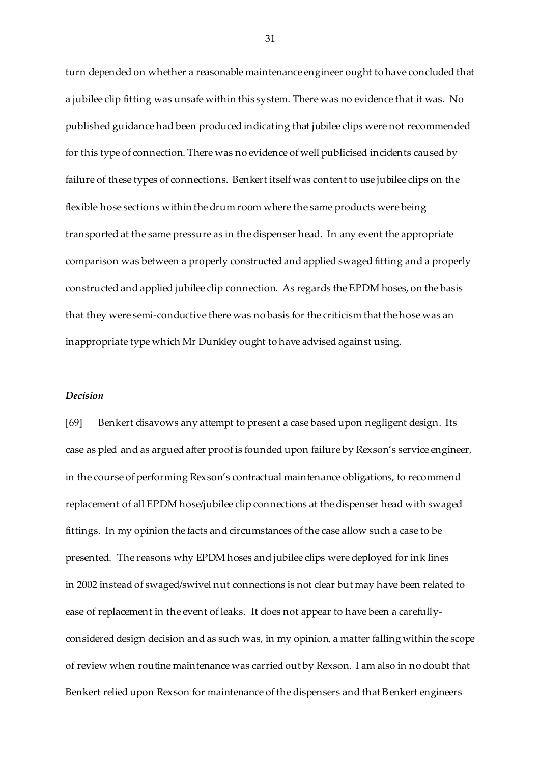turn depended on whether a reasonable maintenance engineer ought to have concluded that a jubilee clip fitting was unsafe within this system. There was no evidence that it was. No published guidance had been produced indicating that jubilee clips were not recommended for this type of connection. There was no evidence of well publicised incidents caused by failure of these types of connections. Benkert itself was content to use jubilee clips on the flexible hose sections within the drum room where the same products were being transported at the same pressure as in the dispenser head. In any event the appropriate comparison was between a properly constructed and applied swaged fitting and a properly constructed and applied jubilee clip connection. As regards the EPDM hoses, on the basis that they were semi-conductive there was no basis for the criticism that the hose was an inappropriate type which Mr Dunkley ought to have advised against using.

### *Decision*

[69] Benkert disavows any attempt to present a case based upon negligent design. Its case as pled and as argued after proof is founded upon failure by Rexson's service engineer, in the course of performing Rexson's contractual maintenance obligations, to recommend replacement of all EPDM hose/jubilee clip connections at the dispenser head with swaged fittings. In my opinion the facts and circumstances of the case allow such a case to be presented. The reasons why EPDM hoses and jubilee clips were deployed for ink lines in 2002 instead of swaged/swivel nut connections is not clear but may have been related to ease of replacement in the event of leaks. It does not appear to have been a carefully-considered design decision and as such was, in my opinion, a matter falling within the scope of review when routine maintenance was carried out by Rexson. I am also in no doubt that Benkert relied upon Rexson for maintenance of the dispensers and that Benkert engineers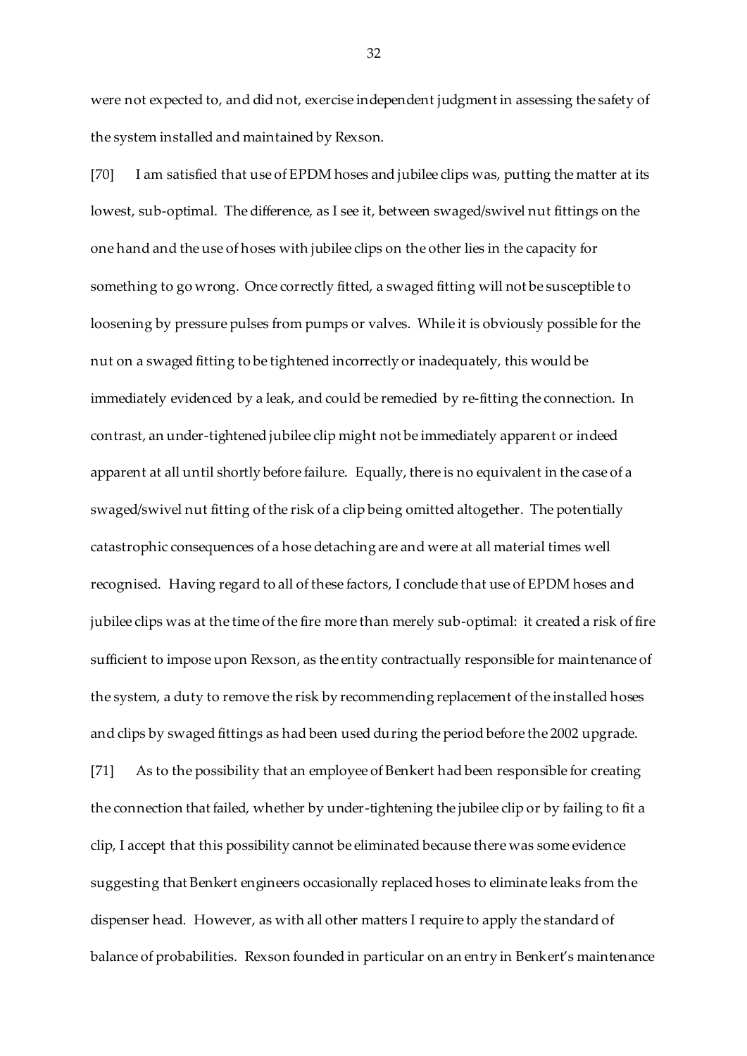were not expected to, and did not, exercise independent judgment in assessing the safety of the system installed and maintained by Rexson.

[70] I am satisfied that use of EPDM hoses and jubilee clips was, putting the matter at its lowest, sub-optimal. The difference, as I see it, between swaged/swivel nut fittings on the one hand and the use of hoses with jubilee clips on the other lies in the capacity for something to go wrong. Once correctly fitted, a swaged fitting will not be susceptible to loosening by pressure pulses from pumps or valves. While it is obviously possible for the nut on a swaged fitting to be tightened incorrectly or inadequately, this would be immediately evidenced by a leak, and could be remedied by re-fitting the connection. In contrast, an under-tightened jubilee clip might not be immediately apparent or indeed apparent at all until shortly before failure. Equally, there is no equivalent in the case of a swaged/swivel nut fitting of the risk of a clip being omitted altogether. The potentially catastrophic consequences of a hose detaching are and were at all material times well recognised. Having regard to all of these factors, I conclude that use of EPDM hoses and jubilee clips was at the time of the fire more than merely sub-optimal: it created a risk of fire sufficient to impose upon Rexson, as the entity contractually responsible for maintenance of the system, a duty to remove the risk by recommending replacement of the installed hoses and clips by swaged fittings as had been used during the period before the 2002 upgrade.

[71] As to the possibility that an employee of Benkert had been responsible for creating the connection that failed, whether by under-tightening the jubilee clip or by failing to fit a clip, I accept that this possibility cannot be eliminated because there was some evidence suggesting that Benkert engineers occasionally replaced hoses to eliminate leaks from the dispenser head. However, as with all other matters I require to apply the standard of balance of probabilities. Rexson founded in particular on an entry in Benkert's maintenance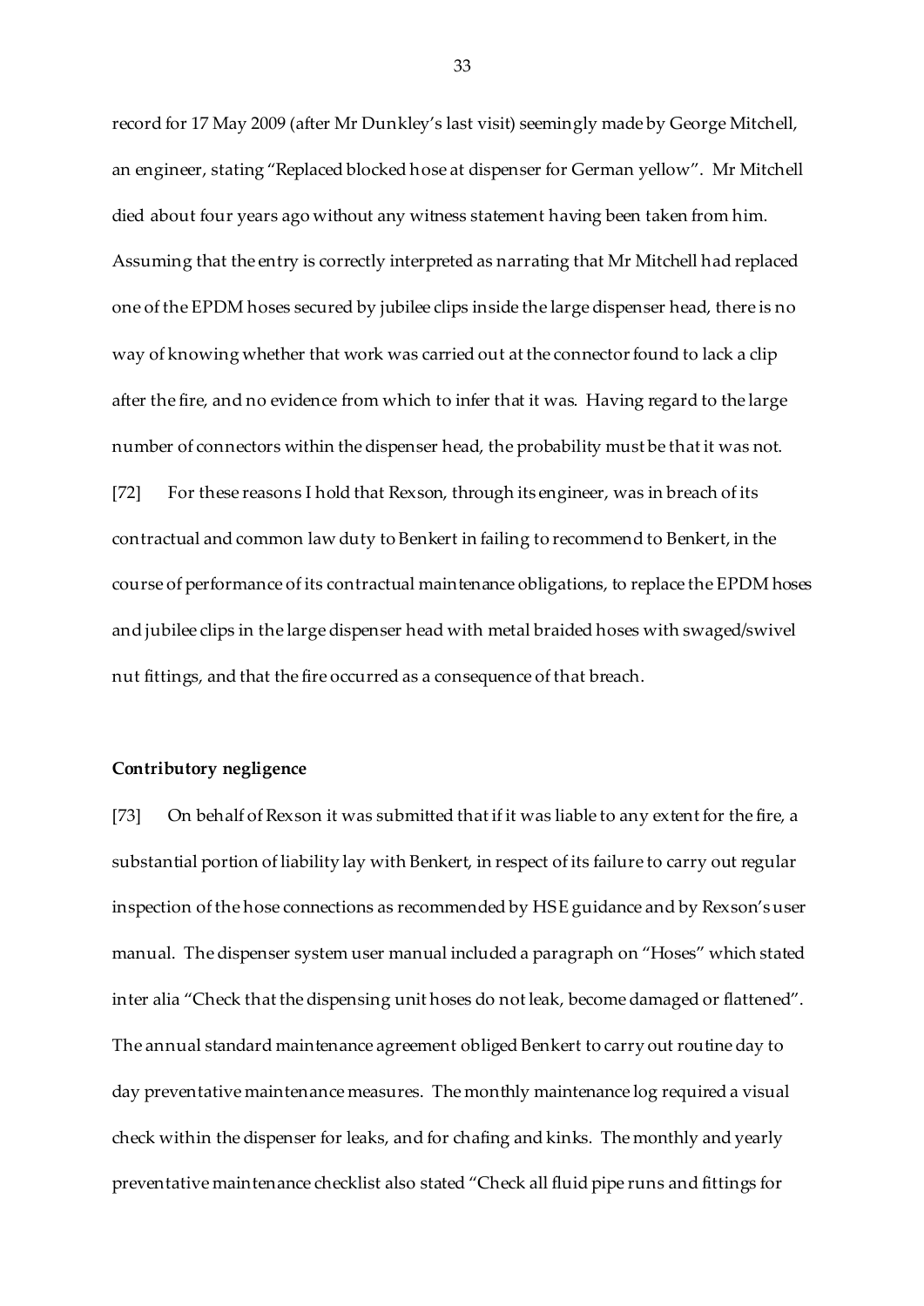record for 17 May 2009 (after Mr Dunkley's last visit) seemingly made by George Mitchell, an engineer, stating "Replaced blocked hose at dispenser for German yellow". Mr Mitchell died about four years ago without any witness statement having been taken from him. Assuming that the entry is correctly interpreted as narrating that Mr Mitchell had replaced one of the EPDM hoses secured by jubilee clips inside the large dispenser head, there is no way of knowing whether that work was carried out at the connector found to lack a clip after the fire, and no evidence from which to infer that it was. Having regard to the large number of connectors within the dispenser head, the probability must be that it was not.

[72] For these reasons I hold that Rexson, through its engineer, was in breach of its contractual and common law duty to Benkert in failing to recommend to Benkert, in the course of performance of its contractual maintenance obligations, to replace the EPDM hoses and jubilee clips in the large dispenser head with metal braided hoses with swaged/swivel nut fittings, and that the fire occurred as a consequence of that breach.

**Contributory negligence**

[73] On behalf of Rexson it was submitted that if it was liable to any extent for the fire, a substantial portion of liability lay with Benkert, in respect of its failure to carry out regular inspection of the hose connections as recommended by HSE guidance and by Rexson's user manual. The dispenser system user manual included a paragraph on "Hoses" which stated inter alia "Check that the dispensing unit hoses do not leak, become damaged or flattened". The annual standard maintenance agreement obliged Benkert to carry out routine day to day preventative maintenance measures. The monthly maintenance log required a visual check within the dispenser for leaks, and for chafing and kinks. The monthly and yearly preventative maintenance checklist also stated "Check all fluid pipe runs and fittings for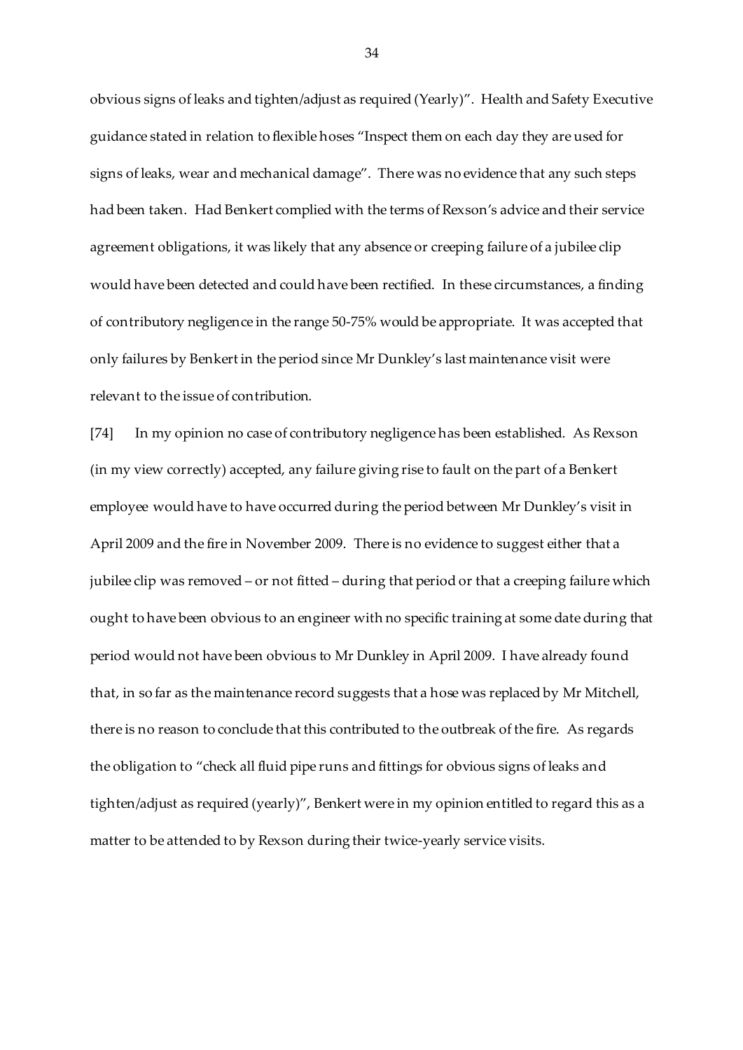obvious signs of leaks and tighten/adjust as required (Yearly)". Health and Safety Executive guidance stated in relation to flexible hoses "Inspect them on each day they are used for signs of leaks, wear and mechanical damage". There was no evidence that any such steps had been taken. Had Benkert complied with the terms of Rexson's advice and their service agreement obligations, it was likely that any absence or creeping failure of a jubilee clip would have been detected and could have been rectified. In these circumstances, a finding of contributory negligence in the range 50-75% would be appropriate. It was accepted that only failures by Benkert in the period since Mr Dunkley's last maintenance visit were relevant to the issue of contribution.

[74] In my opinion no case of contributory negligence has been established. As Rexson (in my view correctly) accepted, any failure giving rise to fault on the part of a Benkert employee would have to have occurred during the period between Mr Dunkley's visit in April 2009 and the fire in November 2009. There is no evidence to suggest either that a jubilee clip was removed – or not fitted – during that period or that a creeping failure which ought to have been obvious to an engineer with no specific training at some date during that period would not have been obvious to Mr Dunkley in April 2009. I have already found that, in so far as the maintenance record suggests that a hose was replaced by Mr Mitchell, there is no reason to conclude that this contributed to the outbreak of the fire. As regards the obligation to "check all fluid pipe runs and fittings for obvious signs of leaks and tighten/adjust as required (yearly)", Benkert were in my opinion entitled to regard this as a matter to be attended to by Rexson during their twice-yearly service visits.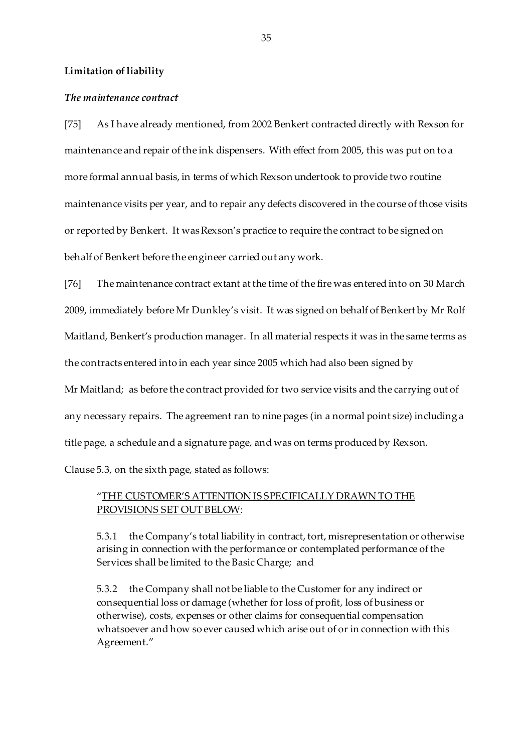**Limitation of liability**

***The maintenance contract***

[75] As I have already mentioned, from 2002 Benkert contracted directly with Rexson for maintenance and repair of the ink dispensers. With effect from 2005, this was put on to a more formal annual basis, in terms of which Rexson undertook to provide two routine maintenance visits per year, and to repair any defects discovered in the course of those visits or reported by Benkert. It was Rexson's practice to require the contract to be signed on behalf of Benkert before the engineer carried out any work.

[76] The maintenance contract extant at the time of the fire was entered into on 30 March 2009, immediately before Mr Dunkley's visit. It was signed on behalf of Benkert by Mr Rolf Maitland, Benkert's production manager. In all material respects it was in the same terms as the contracts entered into in each year since 2005 which had also been signed by Mr Maitland; as before the contract provided for two service visits and the carrying out of any necessary repairs. The agreement ran to nine pages (in a normal point size) including a title page, a schedule and a signature page, and was on terms produced by Rexson. Clause 5.3, on the sixth page, stated as follows:

> "<u>THE CUSTOMER'S ATTENTION IS SPECIFICALLY DRAWN TO THE PROVISIONS SET OUT BELOW</u>:
>
> 5.3.1 the Company's total liability in contract, tort, misrepresentation or otherwise arising in connection with the performance or contemplated performance of the Services shall be limited to the Basic Charge; and
>
> 5.3.2 the Company shall not be liable to the Customer for any indirect or consequential loss or damage (whether for loss of profit, loss of business or otherwise), costs, expenses or other claims for consequential compensation whatsoever and how so ever caused which arise out of or in connection with this Agreement."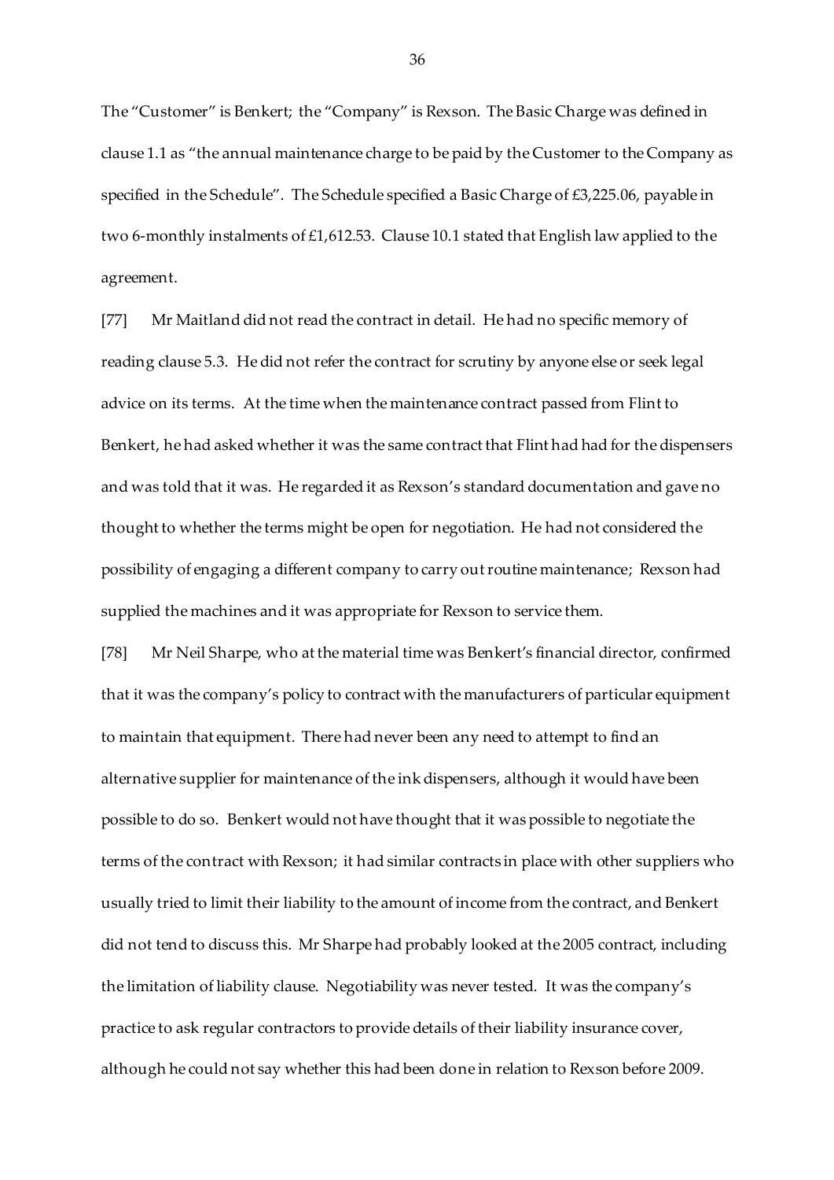The "Customer" is Benkert; the "Company" is Rexson. The Basic Charge was defined in clause 1.1 as "the annual maintenance charge to be paid by the Customer to the Company as specified in the Schedule". The Schedule specified a Basic Charge of £3,225.06, payable in two 6-monthly instalments of £1,612.53. Clause 10.1 stated that English law applied to the agreement.

[77] Mr Maitland did not read the contract in detail. He had no specific memory of reading clause 5.3. He did not refer the contract for scrutiny by anyone else or seek legal advice on its terms. At the time when the maintenance contract passed from Flint to Benkert, he had asked whether it was the same contract that Flint had had for the dispensers and was told that it was. He regarded it as Rexson's standard documentation and gave no thought to whether the terms might be open for negotiation. He had not considered the possibility of engaging a different company to carry out routine maintenance; Rexson had supplied the machines and it was appropriate for Rexson to service them.

[78] Mr Neil Sharpe, who at the material time was Benkert's financial director, confirmed that it was the company's policy to contract with the manufacturers of particular equipment to maintain that equipment. There had never been any need to attempt to find an alternative supplier for maintenance of the ink dispensers, although it would have been possible to do so. Benkert would not have thought that it was possible to negotiate the terms of the contract with Rexson; it had similar contracts in place with other suppliers who usually tried to limit their liability to the amount of income from the contract, and Benkert did not tend to discuss this. Mr Sharpe had probably looked at the 2005 contract, including the limitation of liability clause. Negotiability was never tested. It was the company's practice to ask regular contractors to provide details of their liability insurance cover, although he could not say whether this had been done in relation to Rexson before 2009.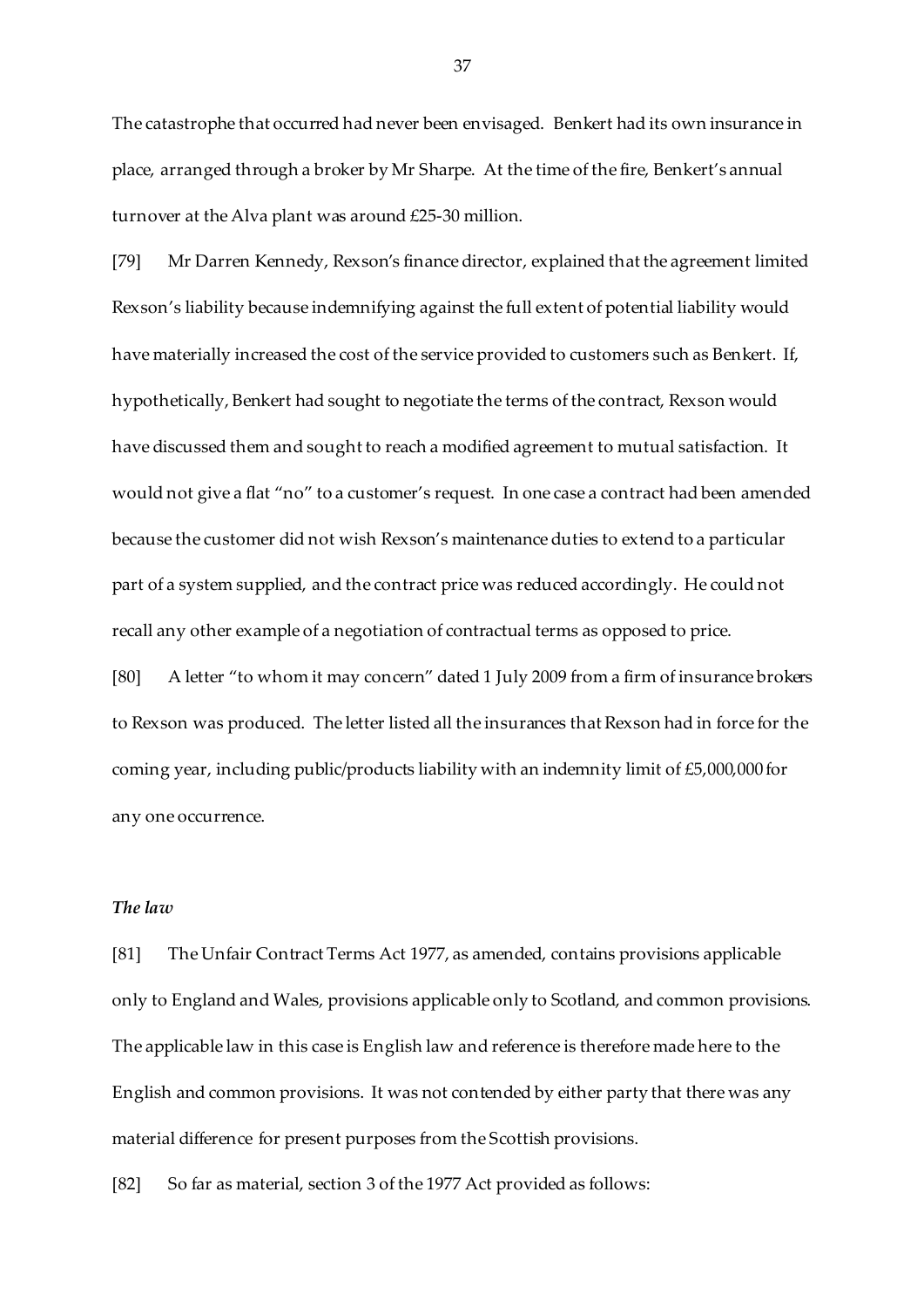The catastrophe that occurred had never been envisaged. Benkert had its own insurance in place, arranged through a broker by Mr Sharpe. At the time of the fire, Benkert's annual turnover at the Alva plant was around £25-30 million.

[79] Mr Darren Kennedy, Rexson's finance director, explained that the agreement limited Rexson's liability because indemnifying against the full extent of potential liability would have materially increased the cost of the service provided to customers such as Benkert. If, hypothetically, Benkert had sought to negotiate the terms of the contract, Rexson would have discussed them and sought to reach a modified agreement to mutual satisfaction. It would not give a flat "no" to a customer's request. In one case a contract had been amended because the customer did not wish Rexson's maintenance duties to extend to a particular part of a system supplied, and the contract price was reduced accordingly. He could not recall any other example of a negotiation of contractual terms as opposed to price.

[80] A letter "to whom it may concern" dated 1 July 2009 from a firm of insurance brokers to Rexson was produced. The letter listed all the insurances that Rexson had in force for the coming year, including public/products liability with an indemnity limit of £5,000,000 for any one occurrence.

### *The law*

[81] The Unfair Contract Terms Act 1977, as amended, contains provisions applicable only to England and Wales, provisions applicable only to Scotland, and common provisions. The applicable law in this case is English law and reference is therefore made here to the English and common provisions. It was not contended by either party that there was any material difference for present purposes from the Scottish provisions.

[82] So far as material, section 3 of the 1977 Act provided as follows: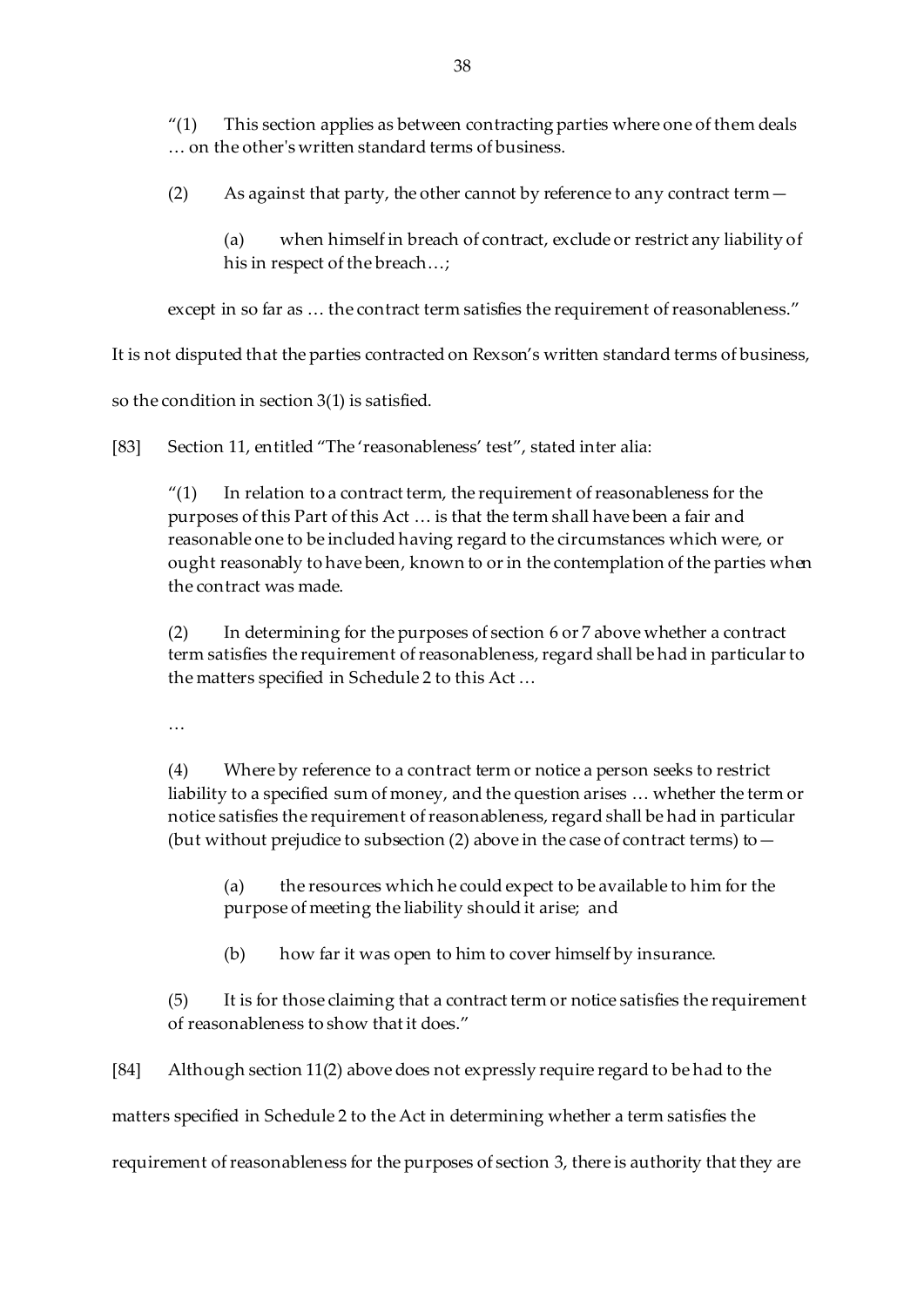> "(1) This section applies as between contracting parties where one of them deals … on the other's written standard terms of business.
>
> (2) As against that party, the other cannot by reference to any contract term—
>
> > (a) when himself in breach of contract, exclude or restrict any liability of his in respect of the breach…;
>
> except in so far as … the contract term satisfies the requirement of reasonableness."

It is not disputed that the parties contracted on Rexson's written standard terms of business, so the condition in section 3(1) is satisfied.

[83] Section 11, entitled "The 'reasonableness' test", stated inter alia:

> "(1) In relation to a contract term, the requirement of reasonableness for the purposes of this Part of this Act … is that the term shall have been a fair and reasonable one to be included having regard to the circumstances which were, or ought reasonably to have been, known to or in the contemplation of the parties when the contract was made.
>
> (2) In determining for the purposes of section 6 or 7 above whether a contract term satisfies the requirement of reasonableness, regard shall be had in particular to the matters specified in Schedule 2 to this Act …
>
> …
>
> (4) Where by reference to a contract term or notice a person seeks to restrict liability to a specified sum of money, and the question arises … whether the term or notice satisfies the requirement of reasonableness, regard shall be had in particular (but without prejudice to subsection (2) above in the case of contract terms) to—
>
> > (a) the resources which he could expect to be available to him for the purpose of meeting the liability should it arise; and
> >
> > (b) how far it was open to him to cover himself by insurance.
>
> (5) It is for those claiming that a contract term or notice satisfies the requirement of reasonableness to show that it does."

[84] Although section 11(2) above does not expressly require regard to be had to the matters specified in Schedule 2 to the Act in determining whether a term satisfies the requirement of reasonableness for the purposes of section 3, there is authority that they are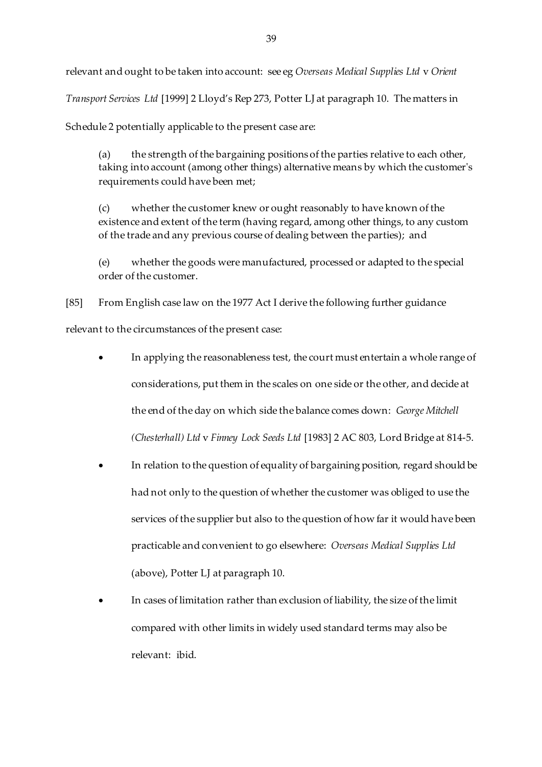relevant and ought to be taken into account: see eg *Overseas Medical Supplies Ltd* v *Orient Transport Services Ltd* [1999] 2 Lloyd's Rep 273, Potter LJ at paragraph 10. The matters in Schedule 2 potentially applicable to the present case are:

> (a) the strength of the bargaining positions of the parties relative to each other, taking into account (among other things) alternative means by which the customer's requirements could have been met;
>
> (c) whether the customer knew or ought reasonably to have known of the existence and extent of the term (having regard, among other things, to any custom of the trade and any previous course of dealing between the parties); and
>
> (e) whether the goods were manufactured, processed or adapted to the special order of the customer.

[85] From English case law on the 1977 Act I derive the following further guidance relevant to the circumstances of the present case:

- In applying the reasonableness test, the court must entertain a whole range of considerations, put them in the scales on one side or the other, and decide at the end of the day on which side the balance comes down: *George Mitchell (Chesterhall) Ltd* v *Finney Lock Seeds Ltd* [1983] 2 AC 803, Lord Bridge at 814-5.
- In relation to the question of equality of bargaining position, regard should be had not only to the question of whether the customer was obliged to use the services of the supplier but also to the question of how far it would have been practicable and convenient to go elsewhere: *Overseas Medical Supplies Ltd* (above), Potter LJ at paragraph 10.
- In cases of limitation rather than exclusion of liability, the size of the limit compared with other limits in widely used standard terms may also be relevant: ibid.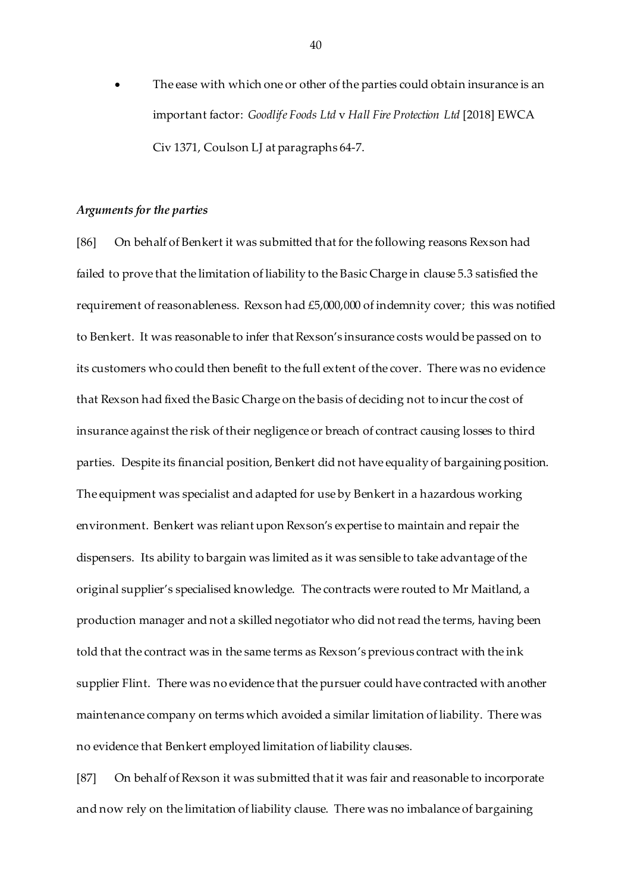- The ease with which one or other of the parties could obtain insurance is an important factor: *Goodlife Foods Ltd* v *Hall Fire Protection Ltd* [2018] EWCA Civ 1371, Coulson LJ at paragraphs 64-7.

### *Arguments for the parties*

[86] On behalf of Benkert it was submitted that for the following reasons Rexson had failed to prove that the limitation of liability to the Basic Charge in clause 5.3 satisfied the requirement of reasonableness. Rexson had £5,000,000 of indemnity cover; this was notified to Benkert. It was reasonable to infer that Rexson's insurance costs would be passed on to its customers who could then benefit to the full extent of the cover. There was no evidence that Rexson had fixed the Basic Charge on the basis of deciding not to incur the cost of insurance against the risk of their negligence or breach of contract causing losses to third parties. Despite its financial position, Benkert did not have equality of bargaining position. The equipment was specialist and adapted for use by Benkert in a hazardous working environment. Benkert was reliant upon Rexson's expertise to maintain and repair the dispensers. Its ability to bargain was limited as it was sensible to take advantage of the original supplier's specialised knowledge. The contracts were routed to Mr Maitland, a production manager and not a skilled negotiator who did not read the terms, having been told that the contract was in the same terms as Rexson's previous contract with the ink supplier Flint. There was no evidence that the pursuer could have contracted with another maintenance company on terms which avoided a similar limitation of liability. There was no evidence that Benkert employed limitation of liability clauses.

[87] On behalf of Rexson it was submitted that it was fair and reasonable to incorporate and now rely on the limitation of liability clause. There was no imbalance of bargaining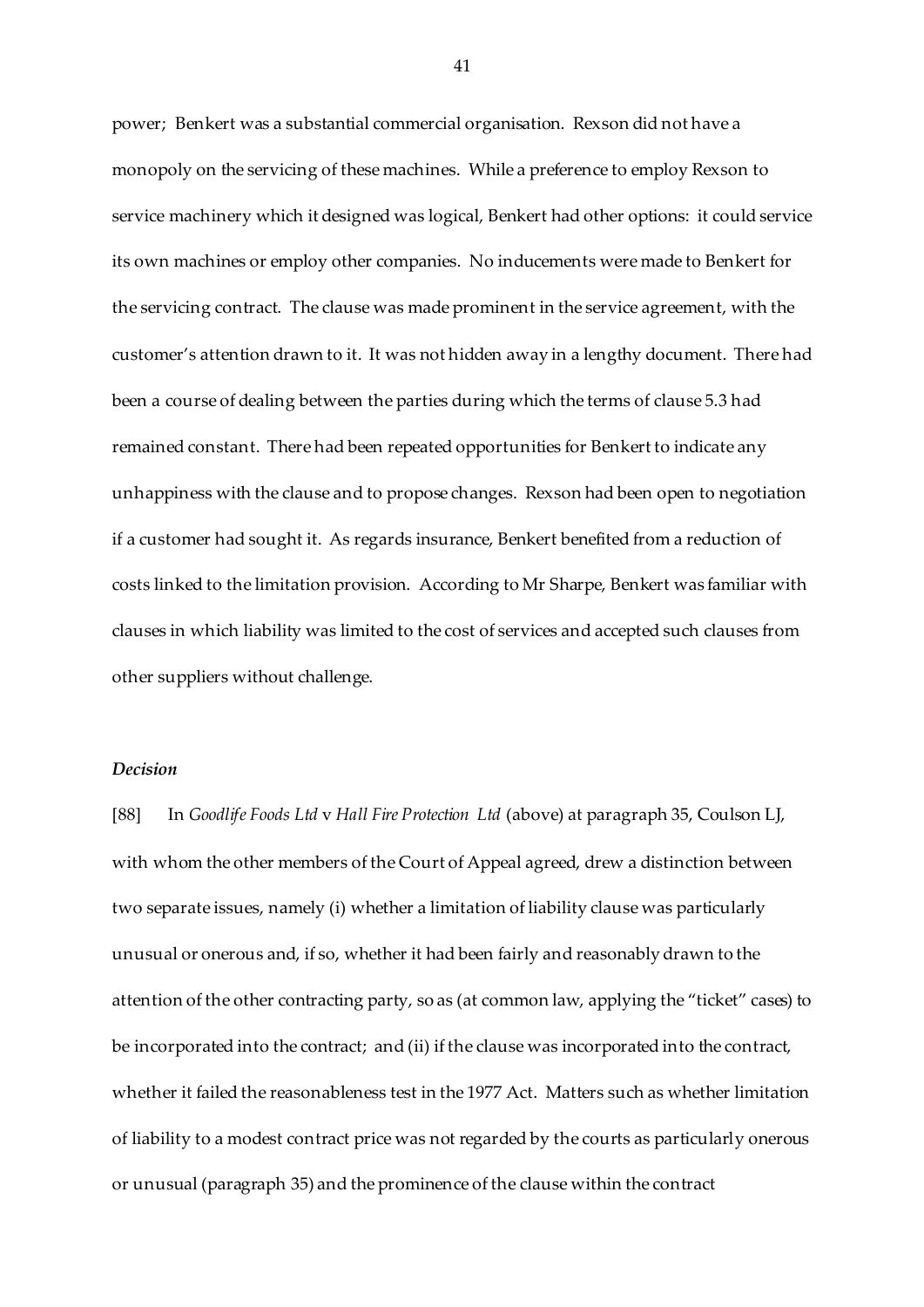power; Benkert was a substantial commercial organisation. Rexson did not have a monopoly on the servicing of these machines. While a preference to employ Rexson to service machinery which it designed was logical, Benkert had other options: it could service its own machines or employ other companies. No inducements were made to Benkert for the servicing contract. The clause was made prominent in the service agreement, with the customer's attention drawn to it. It was not hidden away in a lengthy document. There had been a course of dealing between the parties during which the terms of clause 5.3 had remained constant. There had been repeated opportunities for Benkert to indicate any unhappiness with the clause and to propose changes. Rexson had been open to negotiation if a customer had sought it. As regards insurance, Benkert benefited from a reduction of costs linked to the limitation provision. According to Mr Sharpe, Benkert was familiar with clauses in which liability was limited to the cost of services and accepted such clauses from other suppliers without challenge.

***Decision***

[88] In *Goodlife Foods Ltd* v *Hall Fire Protection Ltd* (above) at paragraph 35, Coulson LJ, with whom the other members of the Court of Appeal agreed, drew a distinction between two separate issues, namely (i) whether a limitation of liability clause was particularly unusual or onerous and, if so, whether it had been fairly and reasonably drawn to the attention of the other contracting party, so as (at common law, applying the "ticket" cases) to be incorporated into the contract; and (ii) if the clause was incorporated into the contract, whether it failed the reasonableness test in the 1977 Act. Matters such as whether limitation of liability to a modest contract price was not regarded by the courts as particularly onerous or unusual (paragraph 35) and the prominence of the clause within the contract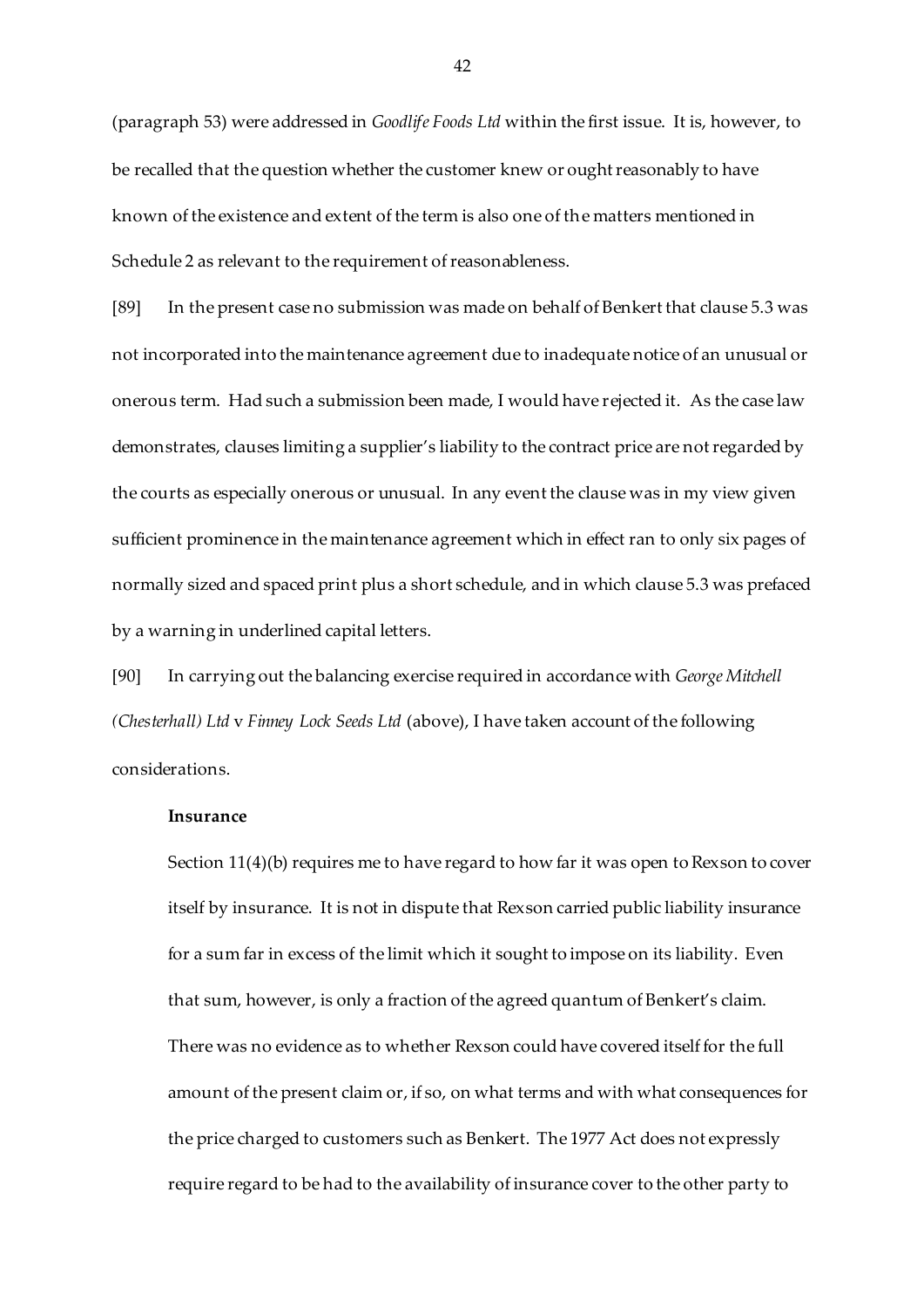(paragraph 53) were addressed in *Goodlife Foods Ltd* within the first issue. It is, however, to be recalled that the question whether the customer knew or ought reasonably to have known of the existence and extent of the term is also one of the matters mentioned in Schedule 2 as relevant to the requirement of reasonableness.

[89] In the present case no submission was made on behalf of Benkert that clause 5.3 was not incorporated into the maintenance agreement due to inadequate notice of an unusual or onerous term. Had such a submission been made, I would have rejected it. As the case law demonstrates, clauses limiting a supplier's liability to the contract price are not regarded by the courts as especially onerous or unusual. In any event the clause was in my view given sufficient prominence in the maintenance agreement which in effect ran to only six pages of normally sized and spaced print plus a short schedule, and in which clause 5.3 was prefaced by a warning in underlined capital letters.

[90] In carrying out the balancing exercise required in accordance with *George Mitchell (Chesterhall) Ltd* v *Finney Lock Seeds Ltd* (above), I have taken account of the following considerations.

**Insurance**

Section 11(4)(b) requires me to have regard to how far it was open to Rexson to cover itself by insurance. It is not in dispute that Rexson carried public liability insurance for a sum far in excess of the limit which it sought to impose on its liability. Even that sum, however, is only a fraction of the agreed quantum of Benkert's claim. There was no evidence as to whether Rexson could have covered itself for the full amount of the present claim or, if so, on what terms and with what consequences for the price charged to customers such as Benkert. The 1977 Act does not expressly require regard to be had to the availability of insurance cover to the other party to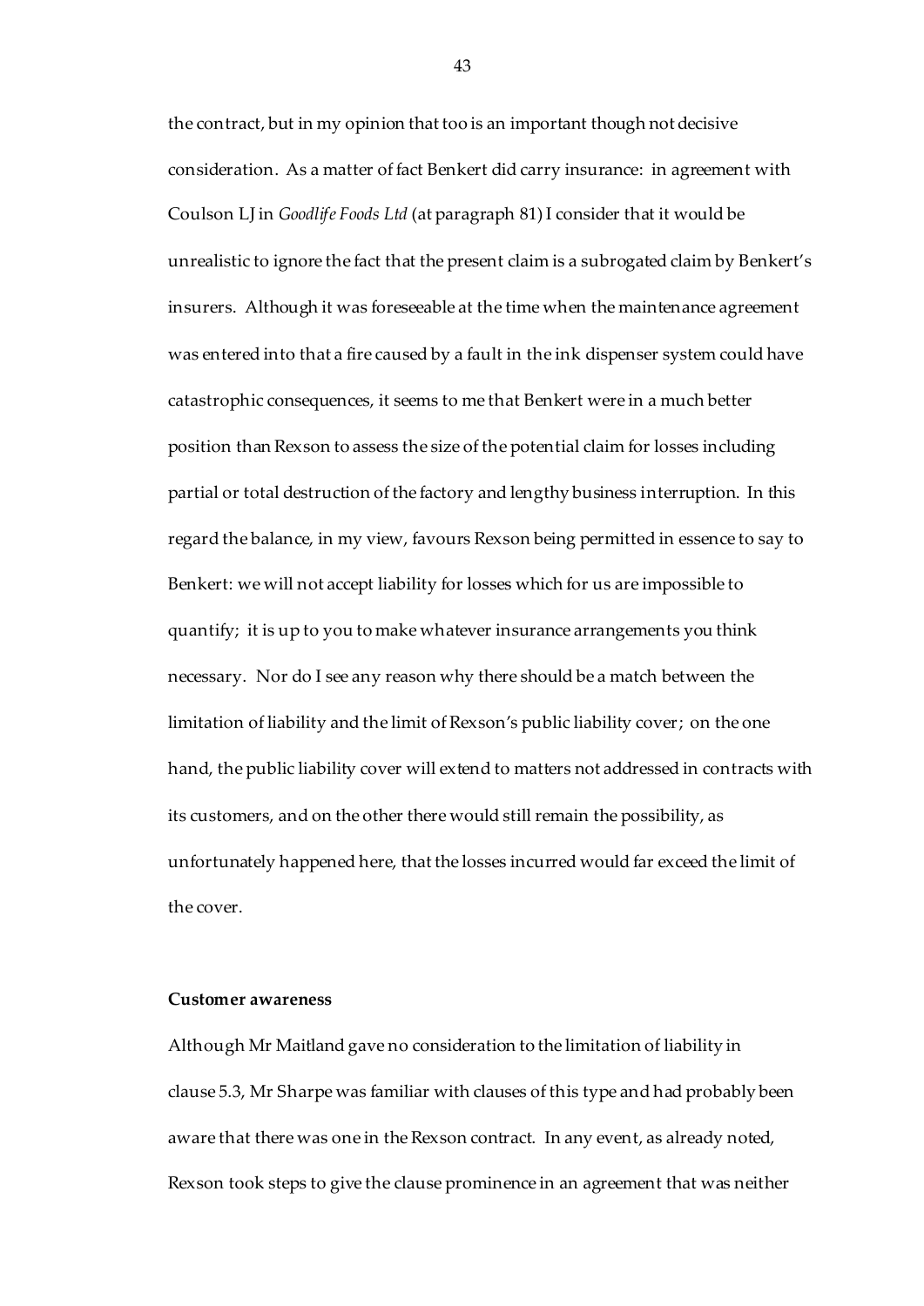the contract, but in my opinion that too is an important though not decisive consideration. As a matter of fact Benkert did carry insurance: in agreement with Coulson LJ in *Goodlife Foods Ltd* (at paragraph 81) I consider that it would be unrealistic to ignore the fact that the present claim is a subrogated claim by Benkert's insurers. Although it was foreseeable at the time when the maintenance agreement was entered into that a fire caused by a fault in the ink dispenser system could have catastrophic consequences, it seems to me that Benkert were in a much better position than Rexson to assess the size of the potential claim for losses including partial or total destruction of the factory and lengthy business interruption. In this regard the balance, in my view, favours Rexson being permitted in essence to say to Benkert: we will not accept liability for losses which for us are impossible to quantify; it is up to you to make whatever insurance arrangements you think necessary. Nor do I see any reason why there should be a match between the limitation of liability and the limit of Rexson's public liability cover; on the one hand, the public liability cover will extend to matters not addressed in contracts with its customers, and on the other there would still remain the possibility, as unfortunately happened here, that the losses incurred would far exceed the limit of the cover.

**Customer awareness**

Although Mr Maitland gave no consideration to the limitation of liability in clause 5.3, Mr Sharpe was familiar with clauses of this type and had probably been aware that there was one in the Rexson contract. In any event, as already noted, Rexson took steps to give the clause prominence in an agreement that was neither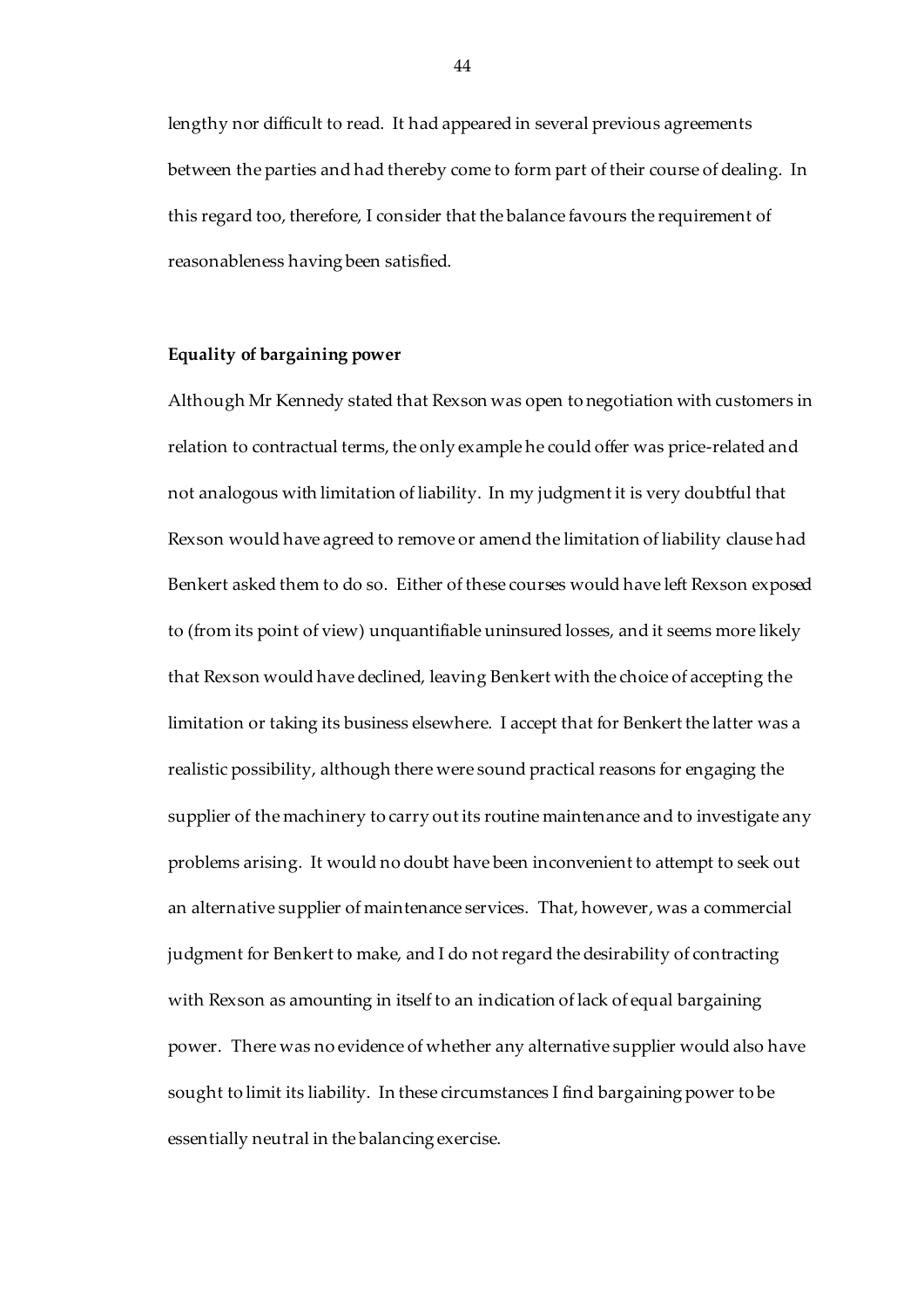lengthy nor difficult to read. It had appeared in several previous agreements between the parties and had thereby come to form part of their course of dealing. In this regard too, therefore, I consider that the balance favours the requirement of reasonableness having been satisfied.

**Equality of bargaining power**

Although Mr Kennedy stated that Rexson was open to negotiation with customers in relation to contractual terms, the only example he could offer was price-related and not analogous with limitation of liability. In my judgment it is very doubtful that Rexson would have agreed to remove or amend the limitation of liability clause had Benkert asked them to do so. Either of these courses would have left Rexson exposed to (from its point of view) unquantifiable uninsured losses, and it seems more likely that Rexson would have declined, leaving Benkert with the choice of accepting the limitation or taking its business elsewhere. I accept that for Benkert the latter was a realistic possibility, although there were sound practical reasons for engaging the supplier of the machinery to carry out its routine maintenance and to investigate any problems arising. It would no doubt have been inconvenient to attempt to seek out an alternative supplier of maintenance services. That, however, was a commercial judgment for Benkert to make, and I do not regard the desirability of contracting with Rexson as amounting in itself to an indication of lack of equal bargaining power. There was no evidence of whether any alternative supplier would also have sought to limit its liability. In these circumstances I find bargaining power to be essentially neutral in the balancing exercise.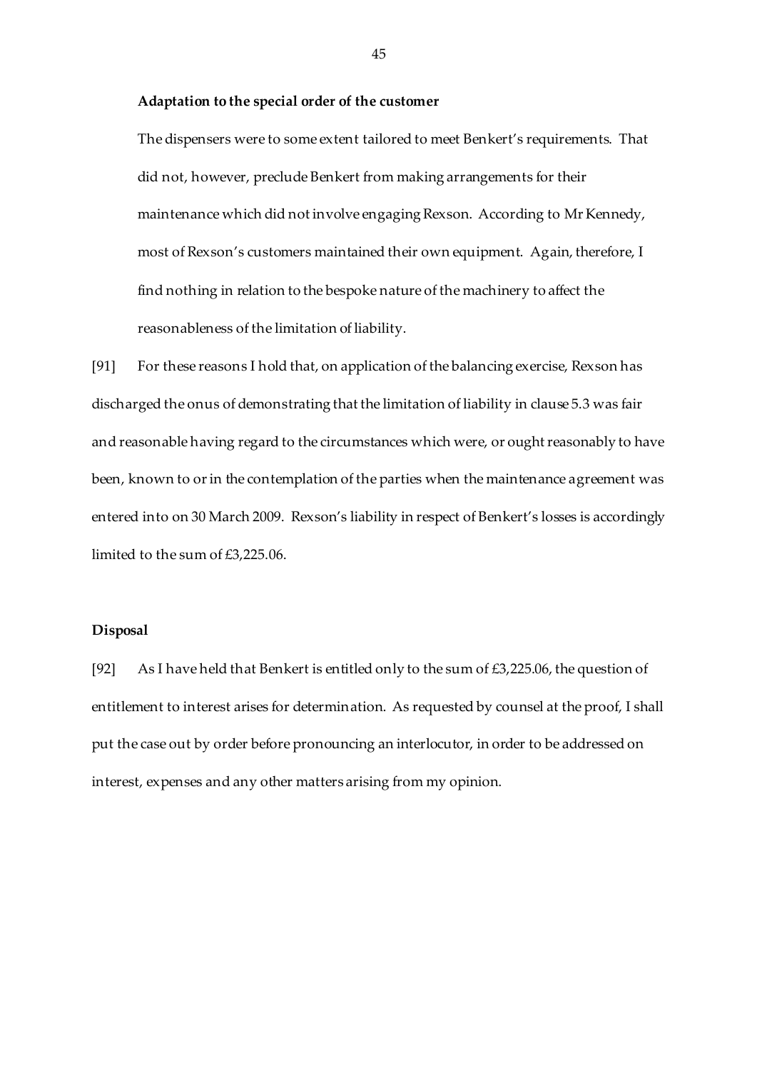**Adaptation to the special order of the customer**

The dispensers were to some extent tailored to meet Benkert's requirements. That did not, however, preclude Benkert from making arrangements for their maintenance which did not involve engaging Rexson. According to Mr Kennedy, most of Rexson's customers maintained their own equipment. Again, therefore, I find nothing in relation to the bespoke nature of the machinery to affect the reasonableness of the limitation of liability.

[91] For these reasons I hold that, on application of the balancing exercise, Rexson has discharged the onus of demonstrating that the limitation of liability in clause 5.3 was fair and reasonable having regard to the circumstances which were, or ought reasonably to have been, known to or in the contemplation of the parties when the maintenance agreement was entered into on 30 March 2009. Rexson's liability in respect of Benkert's losses is accordingly limited to the sum of £3,225.06.

## Disposal

[92] As I have held that Benkert is entitled only to the sum of £3,225.06, the question of entitlement to interest arises for determination. As requested by counsel at the proof, I shall put the case out by order before pronouncing an interlocutor, in order to be addressed on interest, expenses and any other matters arising from my opinion.